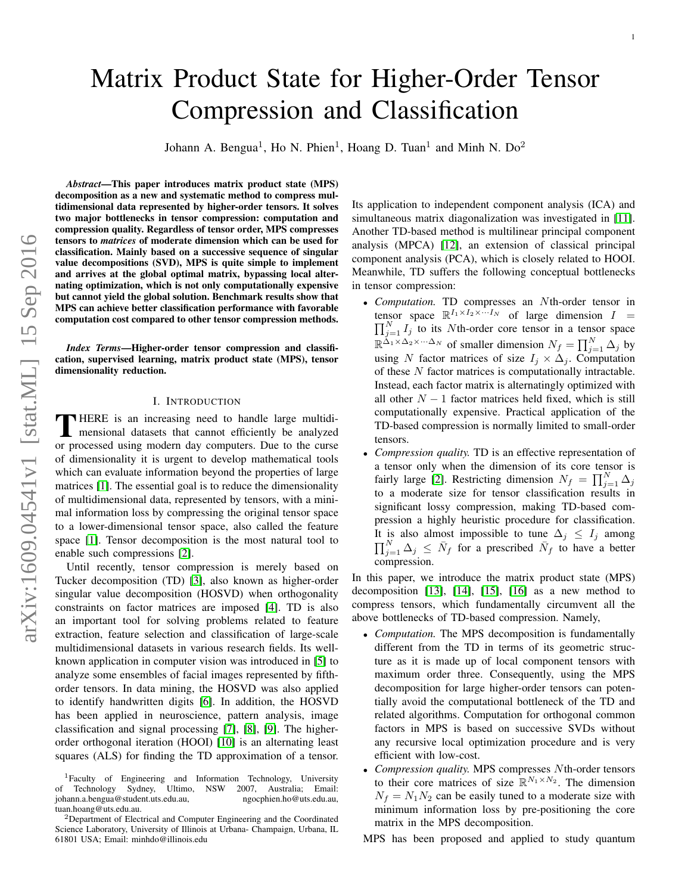# Matrix Product State for Higher-Order Tensor Compression and Classification

Johann A. Bengua[1], Ho N. Phien[1], Hoang D. Tuan[1] and Minh N. Do[2]

***Abstract*—This paper introduces matrix product state (MPS) decomposition as a new and systematic method to compress multidimensional data represented by higher-order tensors. It solves two major bottlenecks in tensor compression: computation and compression quality. Regardless of tensor order, MPS compresses tensors to *matrices* of moderate dimension which can be used for classification. Mainly based on a successive sequence of singular value decompositions (SVD), MPS is quite simple to implement and arrives at the global optimal matrix, bypassing local alternating optimization, which is not only computationally expensive but cannot yield the global solution. Benchmark results show that MPS can achieve better classification performance with favorable computation cost compared to other tensor compression methods.**

***Index Terms*—Higher-order tensor compression and classification, supervised learning, matrix product state (MPS), tensor dimensionality reduction.**

## I. Introduction

There is an increasing need to handle large multidimensional datasets that cannot efficiently be analyzed or processed using modern day computers. Due to the curse of dimensionality it is urgent to develop mathematical tools which can evaluate information beyond the properties of large matrices [1]. The essential goal is to reduce the dimensionality of multidimensional data, represented by tensors, with a minimal information loss by compressing the original tensor space to a lower-dimensional tensor space, also called the feature space [1]. Tensor decomposition is the most natural tool to enable such compressions [2].

Until recently, tensor compression is merely based on Tucker decomposition (TD) [3], also known as higher-order singular value decomposition (HOSVD) when orthogonality constraints on factor matrices are imposed [4]. TD is also an important tool for solving problems related to feature extraction, feature selection and classification of large-scale multidimensional datasets in various research fields. Its well-known application in computer vision was introduced in [5] to analyze some ensembles of facial images represented by fifth-order tensors. In data mining, the HOSVD was also applied to identify handwritten digits [6]. In addition, the HOSVD has been applied in neuroscience, pattern analysis, image classification and signal processing [7], [8], [9]. The higher-order orthogonal iteration (HOOI) [10] is an alternating least squares (ALS) for finding the TD approximation of a tensor. Its application to independent component analysis (ICA) and simultaneous matrix diagonalization was investigated in [11]. Another TD-based method is multilinear principal component analysis (MPCA) [12], an extension of classical principal component analysis (PCA), which is closely related to HOOI. Meanwhile, TD suffers the following conceptual bottlenecks in tensor compression:

- *Computation.* TD compresses an $N$th-order tensor in tensor space $\mathbb{R}^{I_1 \times I_2 \times \cdots I_N}$ of large dimension $I = \prod_{j=1}^{N} I_j$ to its $N$th-order core tensor in a tensor space $\mathbb{R}^{\Delta_1 \times \Delta_2 \times \cdots \Delta_N}$ of smaller dimension $N_f = \prod_{j=1}^{N} \Delta_j$ by using $N$ factor matrices of size $I_j \times \Delta_j$. Computation of these $N$ factor matrices is computationally intractable. Instead, each factor matrix is alternatingly optimized with all other $N-1$ factor matrices held fixed, which is still computationally expensive. Practical application of the TD-based compression is normally limited to small-order tensors.
- *Compression quality.* TD is an effective representation of a tensor only when the dimension of its core tensor is fairly large [2]. Restricting dimension $N_f = \prod_{j=1}^{N} \Delta_j$ to a moderate size for tensor classification results in significant lossy compression, making TD-based compression a highly heuristic procedure for classification. It is also almost impossible to tune $\Delta_j \leq I_j$ among $\prod_{j=1}^{N} \Delta_j \leq \bar{N}_f$ for a prescribed $\bar{N}_f$ to have a better compression.

In this paper, we introduce the matrix product state (MPS) decomposition [13], [14], [15], [16] as a new method to compress tensors, which fundamentally circumvent all the above bottlenecks of TD-based compression. Namely,

- *Computation.* The MPS decomposition is fundamentally different from the TD in terms of its geometric structure as it is made up of local component tensors with maximum order three. Consequently, using the MPS decomposition for large higher-order tensors can potentially avoid the computational bottleneck of the TD and related algorithms. Computation for orthogonal common factors in MPS is based on successive SVDs without any recursive local optimization procedure and is very efficient with low-cost.
- *Compression quality.* MPS compresses $N$th-order tensors to their core matrices of size $\mathbb{R}^{N_1 \times N_2}$. The dimension $N_f = N_1 N_2$ can be easily tuned to a moderate size with minimum information loss by pre-positioning the core matrix in the MPS decomposition.

MPS has been proposed and applied to study quantum

[1]Faculty of Engineering and Information Technology, University of Technology Sydney, Ultimo, NSW 2007, Australia; Email: johann.a.bengua@student.uts.edu.au, ngocphien.ho@uts.edu.au, tuan.hoang@uts.edu.au.

[2]Department of Electrical and Computer Engineering and the Coordinated Science Laboratory, University of Illinois at Urbana- Champaign, Urbana, IL 61801 USA; Email: minhdo@illinois.edu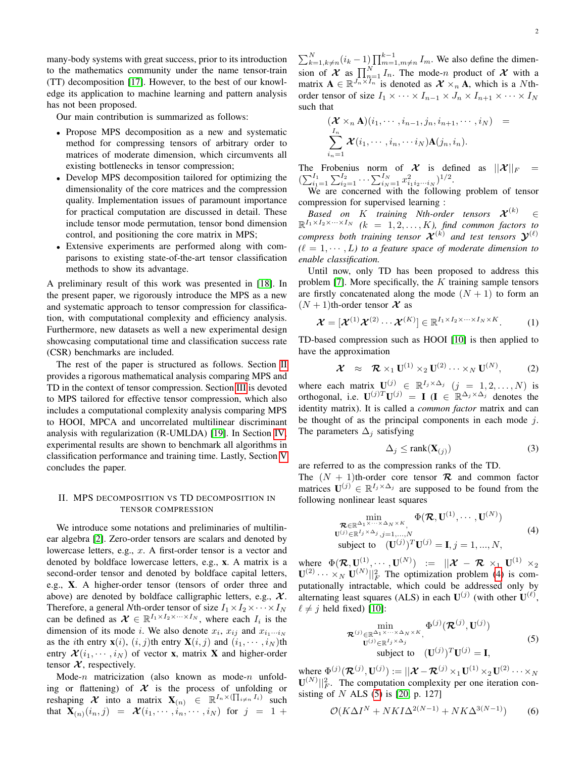many-body systems with great success, prior to its introduction to the mathematics community under the name tensor-train (TT) decomposition [17]. However, to the best of our knowledge its application to machine learning and pattern analysis has not been proposed.

Our main contribution is summarized as follows:

- Propose MPS decomposition as a new and systematic method for compressing tensors of arbitrary order to matrices of moderate dimension, which circumvents all existing bottlenecks in tensor compression;
- Develop MPS decomposition tailored for optimizing the dimensionality of the core matrices and the compression quality. Implementation issues of paramount importance for practical computation are discussed in detail. These include tensor mode permutation, tensor bond dimension control, and positioning the core matrix in MPS;
- Extensive experiments are performed along with comparisons to existing state-of-the-art tensor classification methods to show its advantage.

A preliminary result of this work was presented in [18]. In the present paper, we rigorously introduce the MPS as a new and systematic approach to tensor compression for classification, with computational complexity and efficiency analysis. Furthermore, new datasets as well a new experimental design showcasing computational time and classification success rate (CSR) benchmarks are included.

The rest of the paper is structured as follows. Section II provides a rigorous mathematical analysis comparing MPS and TD in the context of tensor compression. Section III is devoted to MPS tailored for effective tensor compression, which also includes a computational complexity analysis comparing MPS to HOOI, MPCA and uncorrelated multilinear discriminant analysis with regularization (R-UMLDA) [19]. In Section IV, experimental results are shown to benchmark all algorithms in classification performance and training time. Lastly, Section V concludes the paper.

## II. MPS decomposition vs TD decomposition in tensor compression

We introduce some notations and preliminaries of multilinear algebra [2]. Zero-order tensors are scalars and denoted by lowercase letters, e.g., $x$. A first-order tensor is a vector and denoted by boldface lowercase letters, e.g., $\mathbf{x}$. A matrix is a second-order tensor and denoted by boldface capital letters, e.g., $\mathbf{X}$. A higher-order tensor (tensors of order three and above) are denoted by boldface calligraphic letters, e.g., $\boldsymbol{\mathcal{X}}$. Therefore, a general $N$th-order tensor of size $I_1 \times I_2 \times \cdots \times I_N$ can be defined as $\boldsymbol{\mathcal{X}} \in \mathbb{R}^{I_1 \times I_2 \times \cdots \times I_N}$, where each $I_i$ is the dimension of its mode $i$. We also denote $x_i$, $x_{ij}$ and $x_{i_1 \cdots i_N}$ as the $i$th entry $\mathbf{x}(i)$, $(i,j)$th entry $\mathbf{X}(i,j)$ and $(i_1, \cdots, i_N)$th entry $\boldsymbol{\mathcal{X}}(i_1, \cdots, i_N)$ of vector $\mathbf{x}$, matrix $\mathbf{X}$ and higher-order tensor $\boldsymbol{\mathcal{X}}$, respectively.

Mode-$n$ matricization (also known as mode-$n$ unfolding or flattening) of $\boldsymbol{\mathcal{X}}$ is the process of unfolding or reshaping $\boldsymbol{\mathcal{X}}$ into a matrix $\mathbf{X}_{(n)} \in \mathbb{R}^{I_n \times (\prod_{i \neq n} I_i)}$ such that $\mathbf{X}_{(n)}(i_n, j) = \boldsymbol{\mathcal{X}}(i_1, \cdots, i_n, \cdots, i_N)$ for $j = 1 + \sum_{k=1, k\neq n}^{N} (i_k - 1) \prod_{m=1, m\neq n}^{k-1} I_m$. We also define the dimension of $\boldsymbol{\mathcal{X}}$ as $\prod_{n=1}^{N} I_n$. The mode-$n$ product of $\boldsymbol{\mathcal{X}}$ with a matrix $\mathbf{A} \in \mathbb{R}^{J_n \times I_n}$ is denoted as $\boldsymbol{\mathcal{X}} \times_n \mathbf{A}$, which is a $N$th-order tensor of size $I_1 \times \cdots \times I_{n-1} \times J_n \times I_{n+1} \times \cdots \times I_N$ such that

$$(\boldsymbol{\mathcal{X}} \times_n \mathbf{A})(i_1, \cdots, i_{n-1}, j_n, i_{n+1}, \cdots, i_N) = \sum_{i_n=1}^{I_n} \boldsymbol{\mathcal{X}}(i_1, \cdots, i_n, \cdots i_N) \mathbf{A}(j_n, i_n).$$

The Frobenius norm of $\boldsymbol{\mathcal{X}}$ is defined as $||\boldsymbol{\mathcal{X}}||_F = (\sum_{i_1=1}^{I_1} \sum_{i_2=1}^{I_2} \cdots \sum_{i_N=1}^{I_N} x_{i_1 i_2 \cdots i_N}^2)^{1/2}$.

We are concerned with the following problem of tensor compression for supervised learning :

*Based on $K$ training $N$th-order tensors $\boldsymbol{\mathcal{X}}^{(k)} \in \mathbb{R}^{I_1 \times I_2 \times \cdots \times I_N}$ ($k = 1, 2, \ldots, K$), find common factors to compress both training tensor $\boldsymbol{\mathcal{X}}^{(k)}$ and test tensors $\boldsymbol{\mathcal{Y}}^{(\ell)}$ ($\ell = 1, \cdots, L$) to a feature space of moderate dimension to enable classification.*

Until now, only TD has been proposed to address this problem [7]. More specifically, the $K$ training sample tensors are firstly concatenated along the mode $(N+1)$ to form an $(N+1)$th-order tensor $\boldsymbol{\mathcal{X}}$ as

$$\boldsymbol{\mathcal{X}} = [\boldsymbol{\mathcal{X}}^{(1)} \boldsymbol{\mathcal{X}}^{(2)} \cdots \boldsymbol{\mathcal{X}}^{(K)}] \in \mathbb{R}^{I_1 \times I_2 \times \cdots \times I_N \times K}. \tag{1}$$

TD-based compression such as HOOI [10] is then applied to have the approximation

$$\boldsymbol{\mathcal{X}} \approx \boldsymbol{\mathcal{R}} \times_1 \mathbf{U}^{(1)} \times_2 \mathbf{U}^{(2)} \cdots \times_N \mathbf{U}^{(N)}, \tag{2}$$

where each matrix $\mathbf{U}^{(j)} \in \mathbb{R}^{I_j \times \Delta_j}$ ($j = 1, 2, \ldots, N$) is orthogonal, i.e. $\mathbf{U}^{(j)T} \mathbf{U}^{(j)} = \mathbf{I}$ ($\mathbf{I} \in \mathbb{R}^{\Delta_j \times \Delta_j}$ denotes the identity matrix). It is called a *common factor* matrix and can be thought of as the principal components in each mode $j$. The parameters $\Delta_j$ satisfying

$$\Delta_j \leq \mathrm{rank}(\mathbf{X}_{(j)}) \tag{3}$$

are referred to as the compression ranks of the TD.

The $(N+1)$th-order core tensor $\boldsymbol{\mathcal{R}}$ and common factor matrices $\mathbf{U}^{(j)} \in \mathbb{R}^{I_j \times \Delta_j}$ are supposed to be found from the following nonlinear least squares

$$\begin{aligned} \min_{\substack{\boldsymbol{\mathcal{R}} \in \mathbb{R}^{\Delta_1 \times \cdots \times \Delta_N \times K}, \\ \mathbf{U}^{(j)} \in \mathbb{R}^{I_j \times \Delta_j}, j=1,\ldots,N}} & \Phi(\boldsymbol{\mathcal{R}}, \mathbf{U}^{(1)}, \cdots, \mathbf{U}^{(N)}) \\ \text{subject to} \quad & (\mathbf{U}^{(j)})^T \mathbf{U}^{(j)} = \mathbf{I}, j = 1, ..., N, \end{aligned} \tag{4}$$

where $\Phi(\boldsymbol{\mathcal{R}}, \mathbf{U}^{(1)}, \cdots, \mathbf{U}^{(N)}) := ||\boldsymbol{\mathcal{X}} - \boldsymbol{\mathcal{R}} \times_1 \mathbf{U}^{(1)} \times_2 \mathbf{U}^{(2)} \cdots \times_N \mathbf{U}^{(N)}||_F^2$. The optimization problem (4) is computationally intractable, which could be addressed only by alternating least squares (ALS) in each $\mathbf{U}^{(j)}$ (with other $\mathbf{U}^{(\ell)}$, $\ell \neq j$ held fixed) [10]:

$$\begin{aligned} \min_{\substack{\boldsymbol{\mathcal{R}}^{(j)} \in \mathbb{R}^{\Delta_1 \times \cdots \times \Delta_N \times K}, \\ \mathbf{U}^{(j)} \in \mathbb{R}^{I_j \times \Delta_j}}} & \Phi^{(j)}(\boldsymbol{\mathcal{R}}^{(j)}, \mathbf{U}^{(j)}) \\ \text{subject to} \quad & (\mathbf{U}^{(j)})^T \mathbf{U}^{(j)} = \mathbf{I}, \end{aligned} \tag{5}$$

where $\Phi^{(j)}(\boldsymbol{\mathcal{R}}^{(j)}, \mathbf{U}^{(j)}) := ||\boldsymbol{\mathcal{X}} - \boldsymbol{\mathcal{R}}^{(j)} \times_1 \mathbf{U}^{(1)} \times_2 \mathbf{U}^{(2)} \cdots \times_N \mathbf{U}^{(N)}||_F^2$. The computation complexity per one iteration consisting of $N$ ALS (5) is [20, p. 127]

$$\mathcal{O}(K \Delta I^N + NKI\Delta^{2(N-1)} + NK\Delta^{3(N-1)}) \tag{6}$$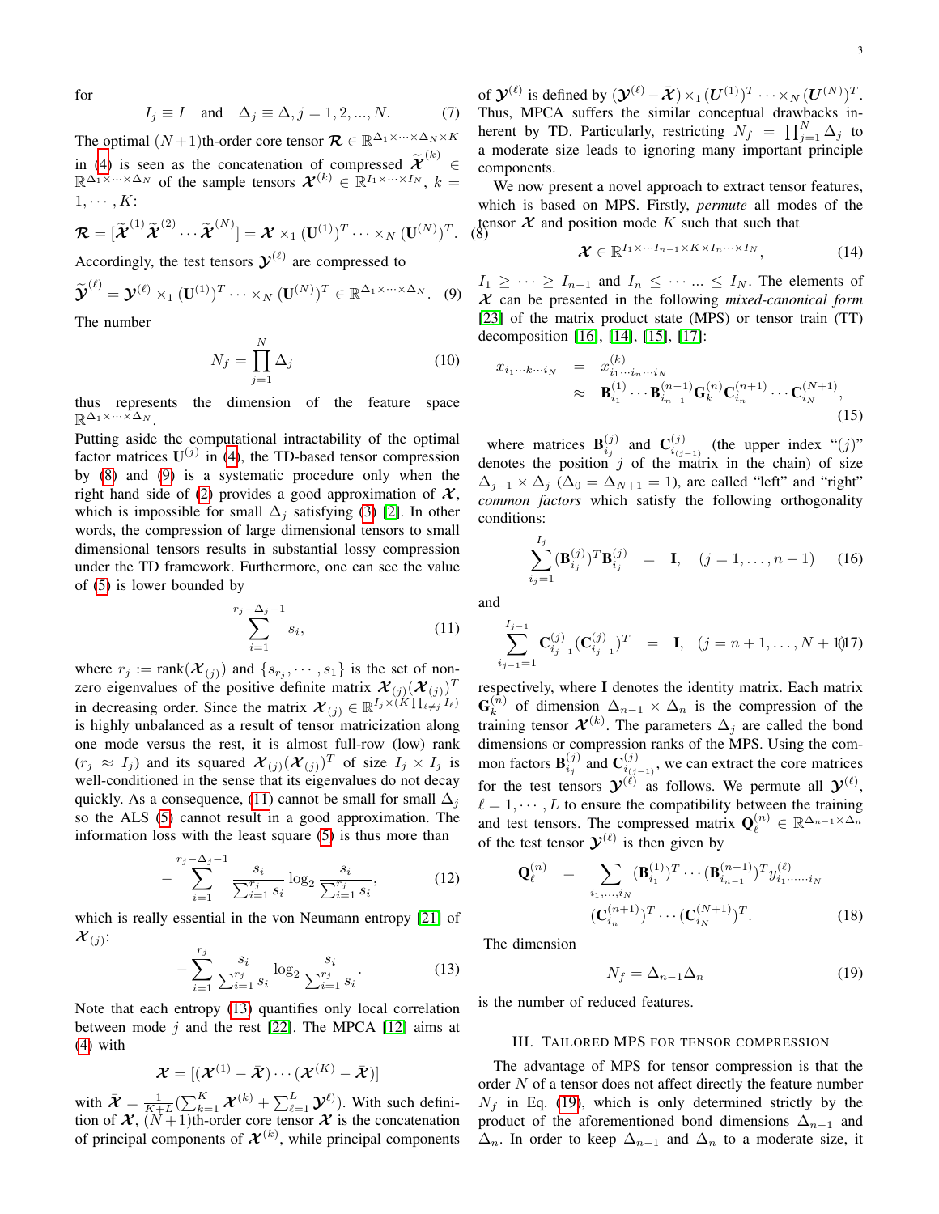for

$$I_j \equiv I \quad \text{and} \quad \Delta_j \equiv \Delta, j = 1, 2, ..., N. \tag{7}$$

The optimal $(N+1)$th-order core tensor $\mathcal{R} \in \mathbb{R}^{\Delta_1 \times \cdots \times \Delta_N \times K}$ in (4) is seen as the concatenation of compressed $\widetilde{\mathcal{X}}^{(k)} \in \mathbb{R}^{\Delta_1 \times \cdots \times \Delta_N}$ of the sample tensors $\mathcal{X}^{(k)} \in \mathbb{R}^{I_1 \times \cdots \times I_N}$, $k = 1, \cdots, K$:

$$\mathcal{R} = [\widetilde{\mathcal{X}}^{(1)} \widetilde{\mathcal{X}}^{(2)} \cdots \widetilde{\mathcal{X}}^{(N)}] = \mathcal{X} \times_1 (\mathbf{U}^{(1)})^T \cdots \times_N (\mathbf{U}^{(N)})^T. \tag{8}$$

Accordingly, the test tensors $\mathcal{Y}^{(\ell)}$ are compressed to

$$\widetilde{\mathcal{Y}}^{(\ell)} = \mathcal{Y}^{(\ell)} \times_1 (\mathbf{U}^{(1)})^T \cdots \times_N (\mathbf{U}^{(N)})^T \in \mathbb{R}^{\Delta_1 \times \cdots \times \Delta_N}. \tag{9}$$

The number

$$N_f = \prod_{j=1}^{N} \Delta_j \tag{10}$$

thus represents the dimension of the feature space $\mathbb{R}^{\Delta_1 \times \cdots \times \Delta_N}$.

Putting aside the computational intractability of the optimal factor matrices $\mathbf{U}^{(j)}$ in (4), the TD-based tensor compression by (8) and (9) is a systematic procedure only when the right hand side of (2) provides a good approximation of $\mathcal{X}$, which is impossible for small $\Delta_j$ satisfying (3) [2]. In other words, the compression of large dimensional tensors to small dimensional tensors results in substantial lossy compression under the TD framework. Furthermore, one can see the value of (5) is lower bounded by

$$\sum_{i=1}^{r_j - \Delta_j - 1} s_i, \tag{11}$$

where $r_j := \text{rank}(\mathcal{X}_{(j)})$ and $\{s_{r_j}, \cdots, s_1\}$ is the set of nonzero eigenvalues of the positive definite matrix $\mathcal{X}_{(j)}(\mathcal{X}_{(j)})^T$ in decreasing order. Since the matrix $\mathcal{X}_{(j)} \in \mathbb{R}^{I_j \times (K \prod_{\ell \neq j} I_\ell)}$ is highly unbalanced as a result of tensor matricization along one mode versus the rest, it is almost full-row (low) rank $(r_j \approx I_j)$ and its squared $\mathcal{X}_{(j)}(\mathcal{X}_{(j)})^T$ of size $I_j \times I_j$ is well-conditioned in the sense that its eigenvalues do not decay quickly. As a consequence, (11) cannot be small for small $\Delta_j$ so the ALS (5) cannot result in a good approximation. The information loss with the least square (5) is thus more than

$$-\sum_{i=1}^{r_j - \Delta_j - 1} \frac{s_i}{\sum_{i=1}^{r_j} s_i} \log_2 \frac{s_i}{\sum_{i=1}^{r_j} s_i}, \tag{12}$$

which is really essential in the von Neumann entropy [21] of $\mathcal{X}_{(j)}$:

$$-\sum_{i=1}^{r_j} \frac{s_i}{\sum_{i=1}^{r_j} s_i} \log_2 \frac{s_i}{\sum_{i=1}^{r_j} s_i}. \tag{13}$$

Note that each entropy (13) quantifies only local correlation between mode $j$ and the rest [22]. The MPCA [12] aims at (4) with

$$\mathcal{X} = [(\mathcal{X}^{(1)} - \bar{\mathcal{X}}) \cdots (\mathcal{X}^{(K)} - \bar{\mathcal{X}})]$$

with $\bar{\mathcal{X}} = \frac{1}{K+L}(\sum_{k=1}^{K} \mathcal{X}^{(k)} + \sum_{\ell=1}^{L} \mathcal{Y}^{\ell)})$. With such definition of $\mathcal{X}$, $(N+1)$th-order core tensor $\mathcal{X}$ is the concatenation of principal components of $\mathcal{X}^{(k)}$, while principal components of $\mathcal{Y}^{(\ell)}$ is defined by $(\mathcal{Y}^{(\ell)} - \bar{\mathcal{X}}) \times_1 (\boldsymbol{U}^{(1)})^T \cdots \times_N (\boldsymbol{U}^{(N)})^T$. Thus, MPCA suffers the similar conceptual drawbacks inherent by TD. Particularly, restricting $N_f = \prod_{j=1}^{N} \Delta_j$ to a moderate size leads to ignoring many important principle components.

We now present a novel approach to extract tensor features, which is based on MPS. Firstly, *permute* all modes of the tensor $\mathcal{X}$ and position mode $K$ such that such that

$$\mathcal{X} \in \mathbb{R}^{I_1 \times \cdots I_{n-1} \times K \times I_n \cdots \times I_N}, \tag{14}$$

$I_1 \geq \cdots \geq I_{n-1}$ and $I_n \leq \cdots ... \leq I_N$. The elements of $\mathcal{X}$ can be presented in the following *mixed-canonical form* [23] of the matrix product state (MPS) or tensor train (TT) decomposition [16], [14], [15], [17]:

$$\begin{aligned} x_{i_1 \cdots k \cdots i_N} &= x^{(k)}_{i_1 \cdots i_n \cdots i_N} \\ &\approx \mathbf{B}^{(1)}_{i_1} \cdots \mathbf{B}^{(n-1)}_{i_{n-1}} \mathbf{G}^{(n)}_k \mathbf{C}^{(n+1)}_{i_n} \cdots \mathbf{C}^{(N+1)}_{i_N}, \end{aligned} \tag{15}$$

where matrices $\mathbf{B}^{(j)}_{i_j}$ and $\mathbf{C}^{(j)}_{i_{(j-1)}}$ (the upper index "$(j)$" denotes the position $j$ of the matrix in the chain) of size $\Delta_{j-1} \times \Delta_j$ $(\Delta_0 = \Delta_{N+1} = 1)$, are called "left" and "right" *common factors* which satisfy the following orthogonality conditions:

$$\sum_{i_j=1}^{I_j} (\mathbf{B}^{(j)}_{i_j})^T \mathbf{B}^{(j)}_{i_j} = \mathbf{I}, \quad (j = 1, \dots, n-1) \tag{16}$$

and

$$\sum_{i_{j-1}=1}^{I_{j-1}} \mathbf{C}^{(j)}_{i_{j-1}} (\mathbf{C}^{(j)}_{i_{j-1}})^T = \mathbf{I}, \quad (j = n+1, \dots, N+1) \tag{17}$$

respectively, where $\mathbf{I}$ denotes the identity matrix. Each matrix $\mathbf{G}^{(n)}_k$ of dimension $\Delta_{n-1} \times \Delta_n$ is the compression of the training tensor $\mathcal{X}^{(k)}$. The parameters $\Delta_j$ are called the bond dimensions or compression ranks of the MPS. Using the common factors $\mathbf{B}^{(j)}_{i_j}$ and $\mathbf{C}^{(j)}_{i_{(j-1)}}$, we can extract the core matrices for the test tensors $\mathcal{Y}^{(\ell)}$ as follows. We permute all $\mathcal{Y}^{(\ell)}$, $\ell = 1, \cdots, L$ to ensure the compatibility between the training and test tensors. The compressed matrix $\mathbf{Q}^{(n)}_\ell \in \mathbb{R}^{\Delta_{n-1} \times \Delta_n}$ of the test tensor $\mathcal{Y}^{(\ell)}$ is then given by

$$\begin{aligned} \mathbf{Q}^{(n)}_\ell &= \sum_{i_1, \dots, i_N} (\mathbf{B}^{(1)}_{i_1})^T \cdots (\mathbf{B}^{(n-1)}_{i_{n-1}})^T y^{(\ell)}_{i_1 \cdots \cdots i_N} \\ &\quad (\mathbf{C}^{(n+1)}_{i_n})^T \cdots (\mathbf{C}^{(N+1)}_{i_N})^T. \end{aligned} \tag{18}$$

The dimension

$$N_f = \Delta_{n-1} \Delta_n \tag{19}$$

is the number of reduced features.

## III. Tailored MPS for tensor compression

The advantage of MPS for tensor compression is that the order $N$ of a tensor does not affect directly the feature number $N_f$ in Eq. (19), which is only determined strictly by the product of the aforementioned bond dimensions $\Delta_{n-1}$ and $\Delta_n$. In order to keep $\Delta_{n-1}$ and $\Delta_n$ to a moderate size, it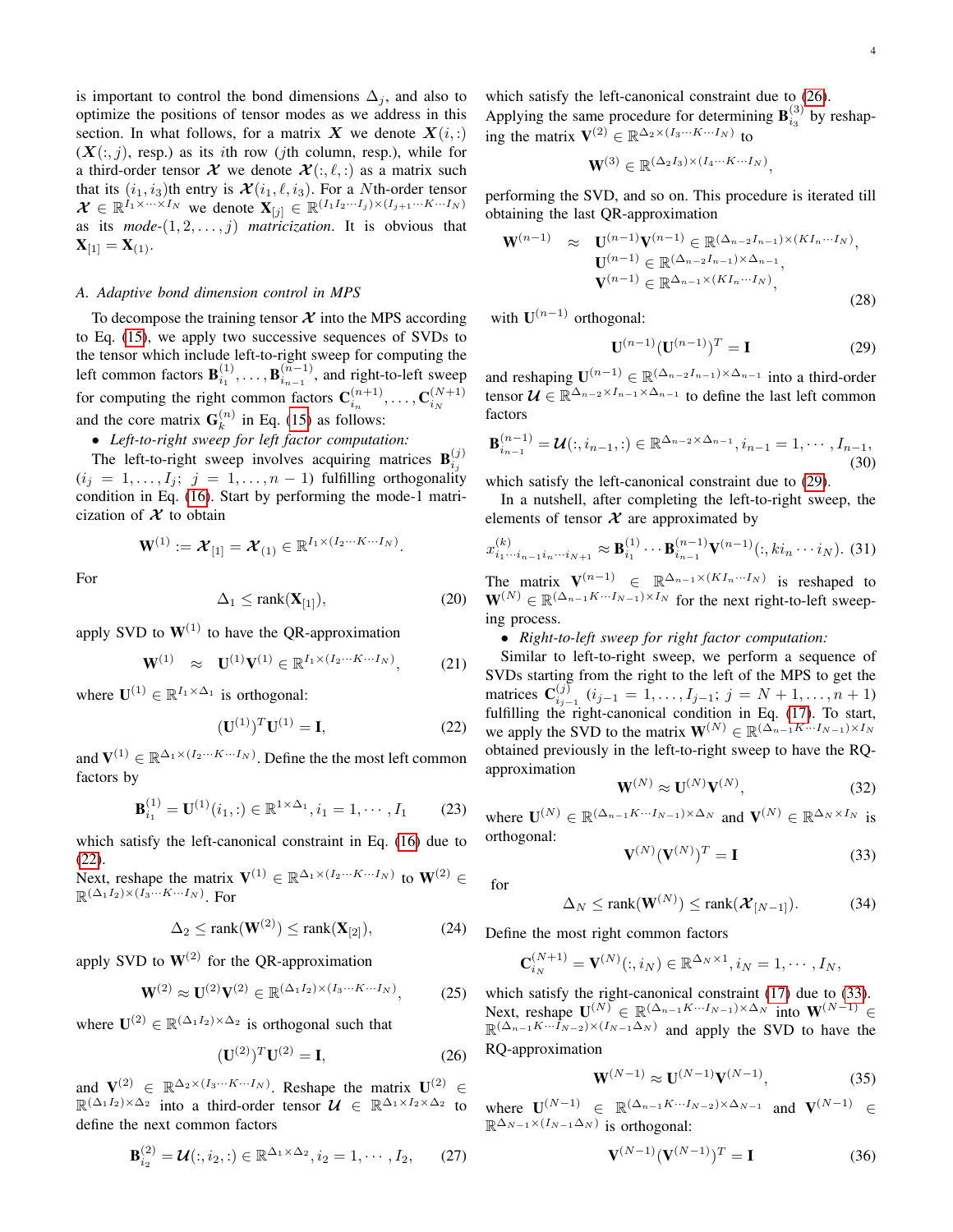is important to control the bond dimensions $\Delta_j$, and also to optimize the positions of tensor modes as we address in this section. In what follows, for a matrix $\boldsymbol{X}$ we denote $\boldsymbol{X}(i,:)$ ($\boldsymbol{X}(:,j)$, resp.) as its $i$th row ($j$th column, resp.), while for a third-order tensor $\boldsymbol{\mathcal{X}}$ we denote $\boldsymbol{\mathcal{X}}(:,\ell,:)$ as a matrix such that its $(i_1,i_3)$th entry is $\boldsymbol{\mathcal{X}}(i_1,\ell,i_3)$. For a $N$th-order tensor $\boldsymbol{\mathcal{X}} \in \mathbb{R}^{I_1\times\cdots\times I_N}$ we denote $\mathbf{X}_{[j]} \in \mathbb{R}^{(I_1I_2\cdots I_j)\times(I_{j+1}\cdots K\cdots I_N)}$ as its *mode-*$(1,2,\dots,j)$ *matricization*. It is obvious that $\mathbf{X}_{[1]} = \mathbf{X}_{(1)}$.

### A. Adaptive bond dimension control in MPS

To decompose the training tensor $\boldsymbol{\mathcal{X}}$ into the MPS according to Eq. (15), we apply two successive sequences of SVDs to the tensor which include left-to-right sweep for computing the left common factors $\mathbf{B}^{(1)}_{i_1},\dots,\mathbf{B}^{(n-1)}_{i_{n-1}}$, and right-to-left sweep for computing the right common factors $\mathbf{C}^{(n+1)}_{i_n},\dots,\mathbf{C}^{(N+1)}_{i_N}$ and the core matrix $\mathbf{G}^{(n)}_k$ in Eq. (15) as follows:

- *Left-to-right sweep for left factor computation:*

The left-to-right sweep involves acquiring matrices $\mathbf{B}^{(j)}_{i_j}$ ($i_j = 1,\dots,I_j;\ j = 1,\dots,n-1$) fulfilling orthogonality condition in Eq. (16). Start by performing the mode-1 matricization of $\boldsymbol{\mathcal{X}}$ to obtain

$$\mathbf{W}^{(1)} := \boldsymbol{\mathcal{X}}_{[1]} = \boldsymbol{\mathcal{X}}_{(1)} \in \mathbb{R}^{I_1\times(I_2\cdots K\cdots I_N)}.$$

For

$$\Delta_1 \le \text{rank}(\mathbf{X}_{[1]}), \tag{20}$$

apply SVD to $\mathbf{W}^{(1)}$ to have the QR-approximation

$$\mathbf{W}^{(1)} \approx \mathbf{U}^{(1)}\mathbf{V}^{(1)} \in \mathbb{R}^{I_1\times(I_2\cdots K\cdots I_N)}, \tag{21}$$

where $\mathbf{U}^{(1)} \in \mathbb{R}^{I_1\times\Delta_1}$ is orthogonal:

$$(\mathbf{U}^{(1)})^T\mathbf{U}^{(1)} = \mathbf{I}, \tag{22}$$

and $\mathbf{V}^{(1)} \in \mathbb{R}^{\Delta_1\times(I_2\cdots K\cdots I_N)}$. Define the the most left common factors by

$$\mathbf{B}^{(1)}_{i_1} = \mathbf{U}^{(1)}(i_1,:) \in \mathbb{R}^{1\times\Delta_1}, i_1 = 1,\cdots,I_1 \tag{23}$$

which satisfy the left-canonical constraint in Eq. (16) due to (22).
Next, reshape the matrix $\mathbf{V}^{(1)} \in \mathbb{R}^{\Delta_1\times(I_2\cdots K\cdots I_N)}$ to $\mathbf{W}^{(2)} \in \mathbb{R}^{(\Delta_1I_2)\times(I_3\cdots K\cdots I_N)}$. For

$$\Delta_2 \le \text{rank}(\mathbf{W}^{(2)}) \le \text{rank}(\mathbf{X}_{[2]}), \tag{24}$$

apply SVD to $\mathbf{W}^{(2)}$ for the QR-approximation

$$\mathbf{W}^{(2)} \approx \mathbf{U}^{(2)}\mathbf{V}^{(2)} \in \mathbb{R}^{(\Delta_1I_2)\times(I_3\cdots K\cdots I_N)}, \tag{25}$$

where $\mathbf{U}^{(2)} \in \mathbb{R}^{(\Delta_1I_2)\times\Delta_2}$ is orthogonal such that

$$(\mathbf{U}^{(2)})^T\mathbf{U}^{(2)} = \mathbf{I}, \tag{26}$$

and $\mathbf{V}^{(2)} \in \mathbb{R}^{\Delta_2\times(I_3\cdots K\cdots I_N)}$. Reshape the matrix $\mathbf{U}^{(2)} \in \mathbb{R}^{(\Delta_1I_2)\times\Delta_2}$ into a third-order tensor $\boldsymbol{\mathcal{U}} \in \mathbb{R}^{\Delta_1\times I_2\times\Delta_2}$ to define the next common factors

$$\mathbf{B}^{(2)}_{i_2} = \boldsymbol{\mathcal{U}}(:,i_2,:) \in \mathbb{R}^{\Delta_1\times\Delta_2}, i_2 = 1,\cdots,I_2, \tag{27}$$

which satisfy the left-canonical constraint due to (26).
Applying the same procedure for determining $\mathbf{B}^{(3)}_{i_3}$ by reshaping the matrix $\mathbf{V}^{(2)} \in \mathbb{R}^{\Delta_2\times(I_3\cdots K\cdots I_N)}$ to

$$\mathbf{W}^{(3)} \in \mathbb{R}^{(\Delta_2I_3)\times(I_4\cdots K\cdots I_N)},$$

performing the SVD, and so on. This procedure is iterated till obtaining the last QR-approximation

$$\begin{aligned}\mathbf{W}^{(n-1)} &\approx \mathbf{U}^{(n-1)}\mathbf{V}^{(n-1)} \in \mathbb{R}^{(\Delta_{n-2}I_{n-1})\times(KI_n\cdots I_N)},\\ &\quad\mathbf{U}^{(n-1)} \in \mathbb{R}^{(\Delta_{n-2}I_{n-1})\times\Delta_{n-1}},\\ &\quad\mathbf{V}^{(n-1)} \in \mathbb{R}^{\Delta_{n-1}\times(KI_n\cdots I_N)},\end{aligned} \tag{28}$$

with $\mathbf{U}^{(n-1)}$ orthogonal:

$$\mathbf{U}^{(n-1)}(\mathbf{U}^{(n-1)})^T = \mathbf{I} \tag{29}$$

and reshaping $\mathbf{U}^{(n-1)} \in \mathbb{R}^{(\Delta_{n-2}I_{n-1})\times\Delta_{n-1}}$ into a third-order tensor $\boldsymbol{\mathcal{U}} \in \mathbb{R}^{\Delta_{n-2}\times I_{n-1}\times\Delta_{n-1}}$ to define the last left common factors

$$\mathbf{B}^{(n-1)}_{i_{n-1}} = \boldsymbol{\mathcal{U}}(:,i_{n-1},:) \in \mathbb{R}^{\Delta_{n-2}\times\Delta_{n-1}}, i_{n-1} = 1,\cdots,I_{n-1}, \tag{30}$$

which satisfy the left-canonical constraint due to (29).

In a nutshell, after completing the left-to-right sweep, the elements of tensor $\boldsymbol{\mathcal{X}}$ are approximated by

$$x^{(k)}_{i_1\cdots i_{n-1}i_n\cdots i_{N+1}} \approx \mathbf{B}^{(1)}_{i_1}\cdots\mathbf{B}^{(n-1)}_{i_{n-1}}\mathbf{V}^{(n-1)}(:,ki_n\cdots i_N). \tag{31}$$

The matrix $\mathbf{V}^{(n-1)} \in \mathbb{R}^{\Delta_{n-1}\times(KI_n\cdots I_N)}$ is reshaped to $\mathbf{W}^{(N)} \in \mathbb{R}^{(\Delta_{n-1}K\cdots I_{N-1})\times I_N}$ for the next right-to-left sweeping process.

- *Right-to-left sweep for right factor computation:*

Similar to left-to-right sweep, we perform a sequence of SVDs starting from the right to the left of the MPS to get the matrices $\mathbf{C}^{(j)}_{i_{j-1}}$ ($i_{j-1} = 1,\dots,I_{j-1};\ j = N+1,\dots,n+1$) fulfilling the right-canonical condition in Eq. (17). To start, we apply the SVD to the matrix $\mathbf{W}^{(N)} \in \mathbb{R}^{(\Delta_{n-1}K\cdots I_{N-1})\times I_N}$ obtained previously in the left-to-right sweep to have the RQ-approximation

$$\mathbf{W}^{(N)} \approx \mathbf{U}^{(N)}\mathbf{V}^{(N)}, \tag{32}$$

where $\mathbf{U}^{(N)} \in \mathbb{R}^{(\Delta_{n-1}K\cdots I_{N-1})\times\Delta_N}$ and $\mathbf{V}^{(N)} \in \mathbb{R}^{\Delta_N\times I_N}$ is orthogonal:

$$\mathbf{V}^{(N)}(\mathbf{V}^{(N)})^T = \mathbf{I} \tag{33}$$

for

$$\Delta_N \le \text{rank}(\mathbf{W}^{(N)}) \le \text{rank}(\boldsymbol{\mathcal{X}}_{[N-1]}). \tag{34}$$

Define the most right common factors

$$\mathbf{C}^{(N+1)}_{i_N} = \mathbf{V}^{(N)}(:,i_N) \in \mathbb{R}^{\Delta_N\times 1}, i_N = 1,\cdots,I_N,$$

which satisfy the right-canonical constraint (17) due to (33).
Next, reshape $\mathbf{U}^{(N)} \in \mathbb{R}^{(\Delta_{n-1}K\cdots I_{N-1})\times\Delta_N}$ into $\mathbf{W}^{(N-1)} \in \mathbb{R}^{(\Delta_{n-1}K\cdots I_{N-2})\times(I_{N-1}\Delta_N)}$ and apply the SVD to have the RQ-approximation

$$\mathbf{W}^{(N-1)} \approx \mathbf{U}^{(N-1)}\mathbf{V}^{(N-1)}, \tag{35}$$

where $\mathbf{U}^{(N-1)} \in \mathbb{R}^{(\Delta_{n-1}K\cdots I_{N-2})\times\Delta_{N-1}}$ and $\mathbf{V}^{(N-1)} \in \mathbb{R}^{\Delta_{N-1}\times(I_{N-1}\Delta_N)}$ is orthogonal:

$$\mathbf{V}^{(N-1)}(\mathbf{V}^{(N-1)})^T = \mathbf{I} \tag{36}$$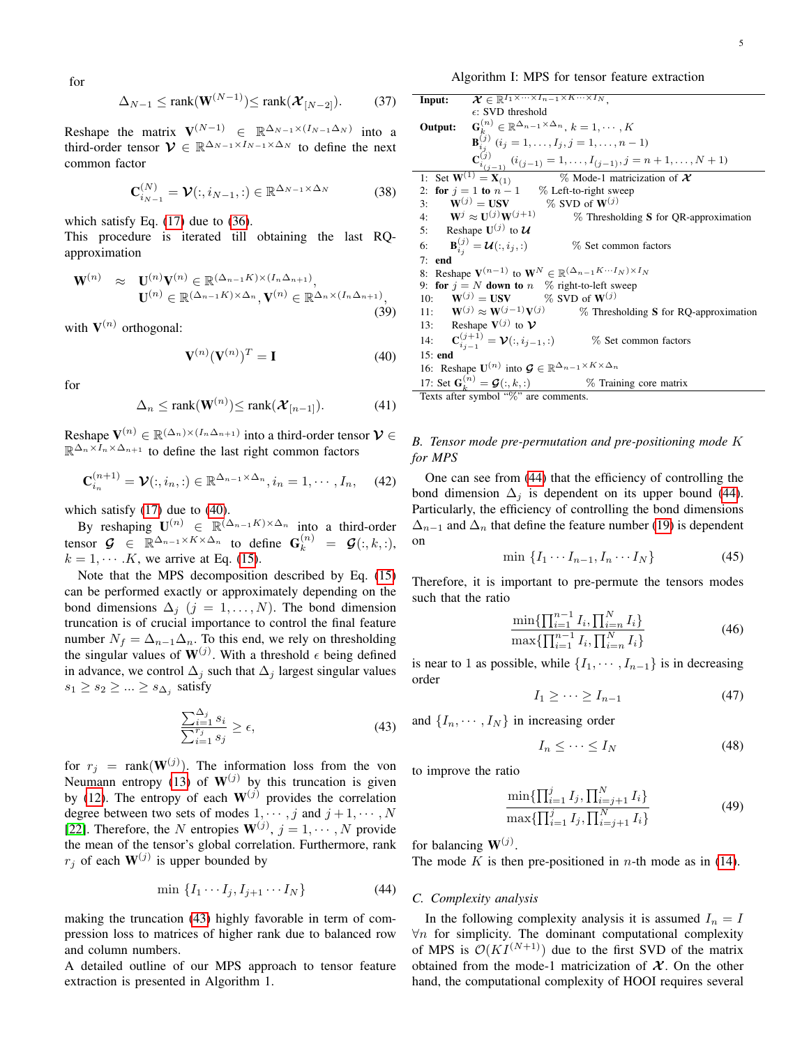for

$$\Delta_{N-1} \leq \text{rank}(\mathbf{W}^{(N-1)}) \leq \text{rank}(\boldsymbol{\mathcal{X}}_{[N-2]}). \tag{37}$$

Reshape the matrix $\mathbf{V}^{(N-1)} \in \mathbb{R}^{\Delta_{N-1}\times(I_{N-1}\Delta_N)}$ into a third-order tensor $\boldsymbol{\mathcal{V}} \in \mathbb{R}^{\Delta_{N-1}\times I_{N-1}\times\Delta_N}$ to define the next common factor

$$\mathbf{C}^{(N)}_{i_{N-1}} = \boldsymbol{\mathcal{V}}(:, i_{N-1}, :) \in \mathbb{R}^{\Delta_{N-1}\times\Delta_N} \tag{38}$$

which satisfy Eq. (17) due to (36).
This procedure is iterated till obtaining the last RQ-approximation

$$\begin{aligned}\mathbf{W}^{(n)} \quad \approx \quad & \mathbf{U}^{(n)}\mathbf{V}^{(n)} \in \mathbb{R}^{(\Delta_{n-1}K)\times(I_n\Delta_{n+1})},\\ & \mathbf{U}^{(n)} \in \mathbb{R}^{(\Delta_{n-1}K)\times\Delta_n}, \mathbf{V}^{(n)} \in \mathbb{R}^{\Delta_n\times(I_n\Delta_{n+1})},\end{aligned} \tag{39}$$

with $\mathbf{V}^{(n)}$ orthogonal:

$$\mathbf{V}^{(n)}(\mathbf{V}^{(n)})^T = \mathbf{I} \tag{40}$$

for

$$\Delta_n \leq \text{rank}(\mathbf{W}^{(n)}) \leq \text{rank}(\boldsymbol{\mathcal{X}}_{[n-1]}). \tag{41}$$

Reshape $\mathbf{V}^{(n)} \in \mathbb{R}^{(\Delta_n)\times(I_n\Delta_{n+1})}$ into a third-order tensor $\boldsymbol{\mathcal{V}} \in \mathbb{R}^{\Delta_n\times I_n\times\Delta_{n+1}}$ to define the last right common factors

$$\mathbf{C}^{(n+1)}_{i_n} = \boldsymbol{\mathcal{V}}(:, i_n, :) \in \mathbb{R}^{\Delta_{n-1}\times\Delta_n}, i_n = 1, \cdots, I_n, \tag{42}$$

which satisfy (17) due to (40).

By reshaping $\mathbf{U}^{(n)} \in \mathbb{R}^{(\Delta_{n-1}K)\times\Delta_n}$ into a third-order tensor $\boldsymbol{\mathcal{G}} \in \mathbb{R}^{\Delta_{n-1}\times K\times\Delta_n}$ to define $\mathbf{G}^{(n)}_k = \boldsymbol{\mathcal{G}}(:, k, :)$, $k = 1, \cdots .K$, we arrive at Eq. (15).

Note that the MPS decomposition described by Eq. (15) can be performed exactly or approximately depending on the bond dimensions $\Delta_j$ $(j = 1, \ldots, N)$. The bond dimension truncation is of crucial importance to control the final feature number $N_f = \Delta_{n-1}\Delta_n$. To this end, we rely on thresholding the singular values of $\mathbf{W}^{(j)}$. With a threshold $\epsilon$ being defined in advance, we control $\Delta_j$ such that $\Delta_j$ largest singular values $s_1 \geq s_2 \geq ... \geq s_{\Delta_j}$ satisfy

$$\frac{\sum_{i=1}^{\Delta_j} s_i}{\sum_{i=1}^{r_j} s_j} \geq \epsilon, \tag{43}$$

for $r_j = \text{rank}(\mathbf{W}^{(j)})$. The information loss from the von Neumann entropy (13) of $\mathbf{W}^{(j)}$ by this truncation is given by (12). The entropy of each $\mathbf{W}^{(j)}$ provides the correlation degree between two sets of modes $1, \cdots, j$ and $j+1, \cdots, N$ [22]. Therefore, the $N$ entropies $\mathbf{W}^{(j)}$, $j = 1, \cdots, N$ provide the mean of the tensor's global correlation. Furthermore, rank $r_j$ of each $\mathbf{W}^{(j)}$ is upper bounded by

$$\min\{I_1 \cdots I_j, I_{j+1} \cdots I_N\} \tag{44}$$

making the truncation (43) highly favorable in term of compression loss to matrices of higher rank due to balanced row and column numbers.
A detailed outline of our MPS approach to tensor feature extraction is presented in Algorithm 1.

Algorithm I: MPS for tensor feature extraction

**Input:** $\boldsymbol{\mathcal{X}} \in \mathbb{R}^{I_1\times\cdots\times I_{n-1}\times K\times\cdots\times I_N}$,
$\epsilon$: SVD threshold
**Output:** $\mathbf{G}^{(n)}_k \in \mathbb{R}^{\Delta_{n-1}\times\Delta_n}$, $k = 1, \cdots, K$
$\mathbf{B}^{(j)}_{i_j}$ $(i_j = 1, \ldots, I_j, j = 1, \ldots, n-1)$
$\mathbf{C}^{(j)}_{i_{(j-1)}}$ $(i_{(j-1)} = 1, \ldots, I_{(j-1)}, j = n+1, \ldots, N+1)$

```
1:  Set W^(1) = X_(1)              % Mode-1 matricization of X
2:  for j = 1 to n − 1     % Left-to-right sweep
3:     W^(j) = USV        % SVD of W^(j)
4:     W^j ≈ U^(j) W^(j+1)        % Thresholding S for QR-approximation
5:     Reshape U^(j) to U
6:     B^(j)_{i_j} = U(:, i_j, :)          % Set common factors
7:  end
8:  Reshape V^(n−1) to W^N ∈ R^{(Δ_{n−1}K···I_N)×I_N}
9:  for j = N down to n   % right-to-left sweep
10:    W^(j) = USV        % SVD of W^(j)
11:    W^(j) ≈ W^(j−1) V^(j)        % Thresholding S for RQ-approximation
13:    Reshape V^(j) to V
14:    C^(j+1)_{i_{j−1}} = V(:, i_{j−1}, :)          % Set common factors
15: end
16: Reshape U^(n) into G ∈ R^{Δ_{n−1}×K×Δ_n}
17: Set G^(n)_k = G(:, k, :)              % Training core matrix
```

Texts after symbol "%" are comments.

### B. Tensor mode pre-permutation and pre-positioning mode $K$ for MPS

One can see from (44) that the efficiency of controlling the bond dimension $\Delta_j$ is dependent on its upper bound (44). Particularly, the efficiency of controlling the bond dimensions $\Delta_{n-1}$ and $\Delta_n$ that define the feature number (19) is dependent on

$$\min\{I_1 \cdots I_{n-1}, I_n \cdots I_N\} \tag{45}$$

Therefore, it is important to pre-permute the tensors modes such that the ratio

$$\frac{\min\{\prod_{i=1}^{n-1} I_i, \prod_{i=n}^{N} I_i\}}{\max\{\prod_{i=1}^{n-1} I_i, \prod_{i=n}^{N} I_i\}} \tag{46}$$

is near to 1 as possible, while $\{I_1, \cdots, I_{n-1}\}$ is in decreasing order

$$I_1 \geq \cdots \geq I_{n-1} \tag{47}$$

and $\{I_n, \cdots, I_N\}$ in increasing order

$$I_n \leq \cdots \leq I_N \tag{48}$$

to improve the ratio

$$\frac{\min\{\prod_{i=1}^{j} I_j, \prod_{i=j+1}^{N} I_i\}}{\max\{\prod_{i=1}^{j} I_j, \prod_{i=j+1}^{N} I_i\}} \tag{49}$$

for balancing $\mathbf{W}^{(j)}$.
The mode $K$ is then pre-positioned in $n$-th mode as in (14).

### C. Complexity analysis

In the following complexity analysis it is assumed $I_n = I$ $\forall n$ for simplicity. The dominant computational complexity of MPS is $\mathcal{O}(KI^{(N+1)})$ due to the first SVD of the matrix obtained from the mode-1 matricization of $\boldsymbol{\mathcal{X}}$. On the other hand, the computational complexity of HOOI requires several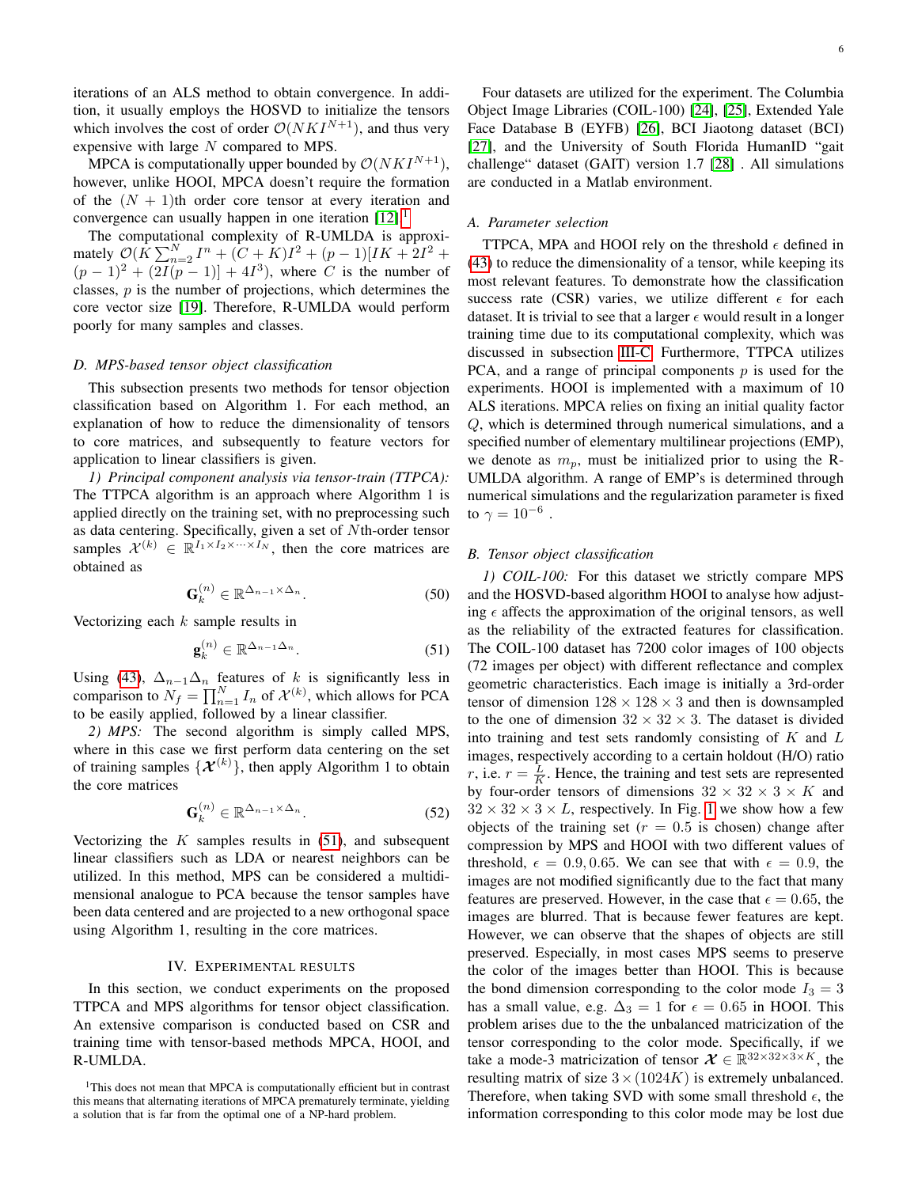iterations of an ALS method to obtain convergence. In addition, it usually employs the HOSVD to initialize the tensors which involves the cost of order $\mathcal{O}(NKI^{N+1})$, and thus very expensive with large $N$ compared to MPS.

MPCA is computationally upper bounded by $\mathcal{O}(NKI^{N+1})$, however, unlike HOOI, MPCA doesn't require the formation of the $(N+1)$th order core tensor at every iteration and convergence can usually happen in one iteration [12].[1]

The computational complexity of R-UMLDA is approximately $\mathcal{O}(K\sum_{n=2}^{N} I^n + (C+K)I^2 + (p-1)[IK + 2I^2 + (p-1)^2 + (2I(p-1)] + 4I^3)$, where $C$ is the number of classes, $p$ is the number of projections, which determines the core vector size [19]. Therefore, R-UMLDA would perform poorly for many samples and classes.

### D. MPS-based tensor object classification

This subsection presents two methods for tensor objection classification based on Algorithm 1. For each method, an explanation of how to reduce the dimensionality of tensors to core matrices, and subsequently to feature vectors for application to linear classifiers is given.

*1) Principal component analysis via tensor-train (TTPCA):* The TTPCA algorithm is an approach where Algorithm 1 is applied directly on the training set, with no preprocessing such as data centering. Specifically, given a set of $N$th-order tensor samples $\mathcal{X}^{(k)} \in \mathbb{R}^{I_1 \times I_2 \times \cdots \times I_N}$, then the core matrices are obtained as

$$\mathbf{G}_k^{(n)} \in \mathbb{R}^{\Delta_{n-1} \times \Delta_n}. \tag{50}$$

Vectorizing each $k$ sample results in

$$\mathbf{g}_k^{(n)} \in \mathbb{R}^{\Delta_{n-1}\Delta_n}. \tag{51}$$

Using (43), $\Delta_{n-1}\Delta_n$ features of $k$ is significantly less in comparison to $N_f = \prod_{n=1}^{N} I_n$ of $\mathcal{X}^{(k)}$, which allows for PCA to be easily applied, followed by a linear classifier.

*2) MPS:* The second algorithm is simply called MPS, where in this case we first perform data centering on the set of training samples $\{\boldsymbol{\mathcal{X}}^{(k)}\}$, then apply Algorithm 1 to obtain the core matrices

$$\mathbf{G}_k^{(n)} \in \mathbb{R}^{\Delta_{n-1} \times \Delta_n}. \tag{52}$$

Vectorizing the $K$ samples results in (51), and subsequent linear classifiers such as LDA or nearest neighbors can be utilized. In this method, MPS can be considered a multidimensional analogue to PCA because the tensor samples have been data centered and are projected to a new orthogonal space using Algorithm 1, resulting in the core matrices.

## IV. Experimental Results

In this section, we conduct experiments on the proposed TTPCA and MPS algorithms for tensor object classification. An extensive comparison is conducted based on CSR and training time with tensor-based methods MPCA, HOOI, and R-UMLDA.

[1] This does not mean that MPCA is computationally efficient but in contrast this means that alternating iterations of MPCA prematurely terminate, yielding a solution that is far from the optimal one of a NP-hard problem.

Four datasets are utilized for the experiment. The Columbia Object Image Libraries (COIL-100) [24], [25], Extended Yale Face Database B (EYFB) [26], BCI Jiaotong dataset (BCI) [27], and the University of South Florida HumanID "gait challenge" dataset (GAIT) version 1.7 [28] . All simulations are conducted in a Matlab environment.

### A. Parameter selection

TTPCA, MPA and HOOI rely on the threshold $\epsilon$ defined in (43) to reduce the dimensionality of a tensor, while keeping its most relevant features. To demonstrate how the classification success rate (CSR) varies, we utilize different $\epsilon$ for each dataset. It is trivial to see that a larger $\epsilon$ would result in a longer training time due to its computational complexity, which was discussed in subsection III-C. Furthermore, TTPCA utilizes PCA, and a range of principal components $p$ is used for the experiments. HOOI is implemented with a maximum of 10 ALS iterations. MPCA relies on fixing an initial quality factor $Q$, which is determined through numerical simulations, and a specified number of elementary multilinear projections (EMP), we denote as $m_p$, must be initialized prior to using the R-UMLDA algorithm. A range of EMP's is determined through numerical simulations and the regularization parameter is fixed to $\gamma = 10^{-6}$ .

### B. Tensor object classification

*1) COIL-100:* For this dataset we strictly compare MPS and the HOSVD-based algorithm HOOI to analyse how adjusting $\epsilon$ affects the approximation of the original tensors, as well as the reliability of the extracted features for classification. The COIL-100 dataset has 7200 color images of 100 objects (72 images per object) with different reflectance and complex geometric characteristics. Each image is initially a 3rd-order tensor of dimension $128 \times 128 \times 3$ and then is downsampled to the one of dimension $32 \times 32 \times 3$. The dataset is divided into training and test sets randomly consisting of $K$ and $L$ images, respectively according to a certain holdout (H/O) ratio $r$, i.e. $r = \frac{L}{K}$. Hence, the training and test sets are represented by four-order tensors of dimensions $32 \times 32 \times 3 \times K$ and $32 \times 32 \times 3 \times L$, respectively. In Fig. 1 we show how a few objects of the training set ($r = 0.5$ is chosen) change after compression by MPS and HOOI with two different values of threshold, $\epsilon = 0.9, 0.65$. We can see that with $\epsilon = 0.9$, the images are not modified significantly due to the fact that many features are preserved. However, in the case that $\epsilon = 0.65$, the images are blurred. That is because fewer features are kept. However, we can observe that the shapes of objects are still preserved. Especially, in most cases MPS seems to preserve the color of the images better than HOOI. This is because the bond dimension corresponding to the color mode $I_3 = 3$ has a small value, e.g. $\Delta_3 = 1$ for $\epsilon = 0.65$ in HOOI. This problem arises due to the the unbalanced matricization of the tensor corresponding to the color mode. Specifically, if we take a mode-3 matricization of tensor $\boldsymbol{\mathcal{X}} \in \mathbb{R}^{32\times32\times3\times K}$, the resulting matrix of size $3 \times (1024K)$ is extremely unbalanced. Therefore, when taking SVD with some small threshold $\epsilon$, the information corresponding to this color mode may be lost due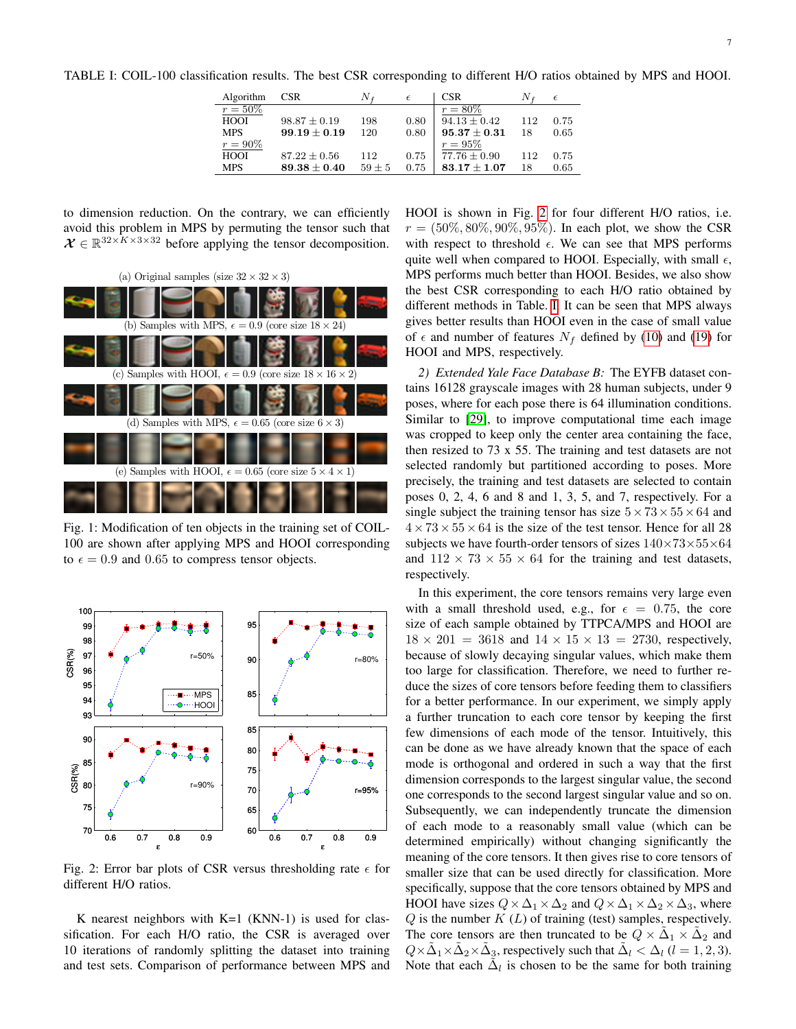TABLE I: COIL-100 classification results. The best CSR corresponding to different H/O ratios obtained by MPS and HOOI.

| Algorithm | CSR | $N_f$ | $\epsilon$ | CSR | $N_f$ | $\epsilon$ |
|---|---|---|---|---|---|---|
| $r = 50\%$ | | | | $r = 80\%$ | | |
| HOOI | $98.87 \pm 0.19$ | 198 | 0.80 | $94.13 \pm 0.42$ | 112 | 0.75 |
| MPS | $\mathbf{99.19 \pm 0.19}$ | 120 | 0.80 | $\mathbf{95.37 \pm 0.31}$ | 18 | 0.65 |
| $r = 90\%$ | | | | $r = 95\%$ | | |
| HOOI | $87.22 \pm 0.56$ | 112 | 0.75 | $77.76 \pm 0.90$ | 112 | 0.75 |
| MPS | $\mathbf{89.38 \pm 0.40}$ | $59 \pm 5$ | 0.75 | $\mathbf{83.17 \pm 1.07}$ | 18 | 0.65 |

to dimension reduction. On the contrary, we can efficiently avoid this problem in MPS by permuting the tensor such that $\boldsymbol{\mathcal{X}} \in \mathbb{R}^{32 \times K \times 3 \times 32}$ before applying the tensor decomposition.

(a) Original samples (size $32 \times 32 \times 3$)

(b) Samples with MPS, $\epsilon = 0.9$ (core size $18 \times 24$)

(c) Samples with HOOI, $\epsilon = 0.9$ (core size $18 \times 16 \times 2$)

(d) Samples with MPS, $\epsilon = 0.65$ (core size $6 \times 3$)

(e) Samples with HOOI, $\epsilon = 0.65$ (core size $5 \times 4 \times 1$)

Fig. 1: Modification of ten objects in the training set of COIL-100 are shown after applying MPS and HOOI corresponding to $\epsilon = 0.9$ and $0.65$ to compress tensor objects.

Fig. 2: Error bar plots of CSR versus thresholding rate $\epsilon$ for different H/O ratios.

K nearest neighbors with K=1 (KNN-1) is used for classification. For each H/O ratio, the CSR is averaged over 10 iterations of randomly splitting the dataset into training and test sets. Comparison of performance between MPS and HOOI is shown in Fig. 2 for four different H/O ratios, i.e. $r = (50\%, 80\%, 90\%, 95\%)$. In each plot, we show the CSR with respect to threshold $\epsilon$. We can see that MPS performs quite well when compared to HOOI. Especially, with small $\epsilon$, MPS performs much better than HOOI. Besides, we also show the best CSR corresponding to each H/O ratio obtained by different methods in Table. I. It can be seen that MPS always gives better results than HOOI even in the case of small value of $\epsilon$ and number of features $N_f$ defined by (10) and (19) for HOOI and MPS, respectively.

*2) Extended Yale Face Database B:* The EYFB dataset contains 16128 grayscale images with 28 human subjects, under 9 poses, where for each pose there is 64 illumination conditions. Similar to [29], to improve computational time each image was cropped to keep only the center area containing the face, then resized to 73 x 55. The training and test datasets are not selected randomly but partitioned according to poses. More precisely, the training and test datasets are selected to contain poses 0, 2, 4, 6 and 8 and 1, 3, 5, and 7, respectively. For a single subject the training tensor has size $5 \times 73 \times 55 \times 64$ and $4 \times 73 \times 55 \times 64$ is the size of the test tensor. Hence for all 28 subjects we have fourth-order tensors of sizes $140 \times 73 \times 55 \times 64$ and $112 \times 73 \times 55 \times 64$ for the training and test datasets, respectively.

In this experiment, the core tensors remains very large even with a small threshold used, e.g., for $\epsilon = 0.75$, the core size of each sample obtained by TTPCA/MPS and HOOI are $18 \times 201 = 3618$ and $14 \times 15 \times 13 = 2730$, respectively, because of slowly decaying singular values, which make them too large for classification. Therefore, we need to further reduce the sizes of core tensors before feeding them to classifiers for a better performance. In our experiment, we simply apply a further truncation to each core tensor by keeping the first few dimensions of each mode of the tensor. Intuitively, this can be done as we have already known that the space of each mode is orthogonal and ordered in such a way that the first dimension corresponds to the largest singular value, the second one corresponds to the second largest singular value and so on. Subsequently, we can independently truncate the dimension of each mode to a reasonably small value (which can be determined empirically) without changing significantly the meaning of the core tensors. It then gives rise to core tensors of smaller size that can be used directly for classification. More specifically, suppose that the core tensors obtained by MPS and HOOI have sizes $Q \times \Delta_1 \times \Delta_2$ and $Q \times \Delta_1 \times \Delta_2 \times \Delta_3$, where $Q$ is the number $K$ ($L$) of training (test) samples, respectively. The core tensors are then truncated to be $Q \times \tilde{\Delta}_1 \times \tilde{\Delta}_2$ and $Q \times \tilde{\Delta}_1 \times \tilde{\Delta}_2 \times \tilde{\Delta}_3$, respectively such that $\tilde{\Delta}_l < \Delta_l$ ($l = 1, 2, 3$). Note that each $\tilde{\Delta}_l$ is chosen to be the same for both training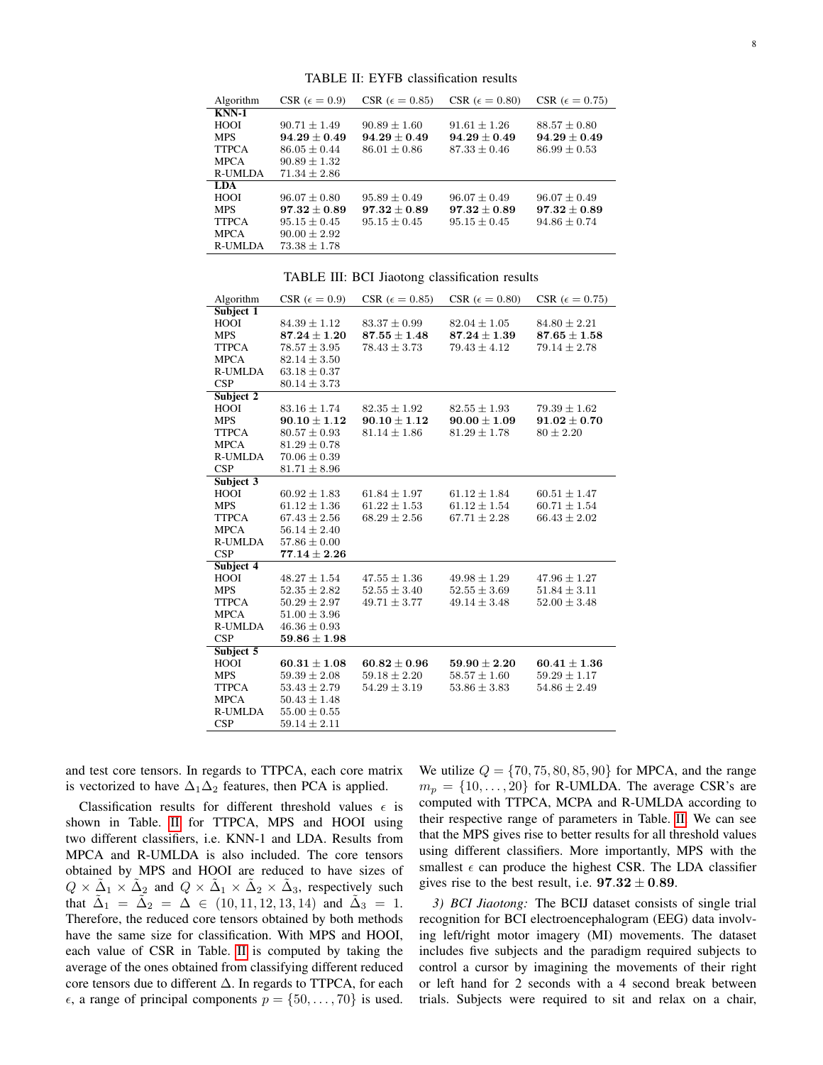TABLE II: EYFB classification results

| Algorithm | CSR ($\epsilon = 0.9$) | CSR ($\epsilon = 0.85$) | CSR ($\epsilon = 0.80$) | CSR ($\epsilon = 0.75$) |
|---|---|---|---|---|
| **KNN-1** | | | | |
| HOOI | $90.71 \pm 1.49$ | $90.89 \pm 1.60$ | $91.61 \pm 1.26$ | $88.57 \pm 0.80$ |
| MPS | $\mathbf{94.29 \pm 0.49}$ | $\mathbf{94.29 \pm 0.49}$ | $\mathbf{94.29 \pm 0.49}$ | $\mathbf{94.29 \pm 0.49}$ |
| TTPCA | $86.05 \pm 0.44$ | $86.01 \pm 0.86$ | $87.33 \pm 0.46$ | $86.99 \pm 0.53$ |
| MPCA | $90.89 \pm 1.32$ | | | |
| R-UMLDA | $71.34 \pm 2.86$ | | | |
| **LDA** | | | | |
| HOOI | $96.07 \pm 0.80$ | $95.89 \pm 0.49$ | $96.07 \pm 0.49$ | $96.07 \pm 0.49$ |
| MPS | $\mathbf{97.32 \pm 0.89}$ | $\mathbf{97.32 \pm 0.89}$ | $\mathbf{97.32 \pm 0.89}$ | $\mathbf{97.32 \pm 0.89}$ |
| TTPCA | $95.15 \pm 0.45$ | $95.15 \pm 0.45$ | $95.15 \pm 0.45$ | $94.86 \pm 0.74$ |
| MPCA | $90.00 \pm 2.92$ | | | |
| R-UMLDA | $73.38 \pm 1.78$ | | | |

TABLE III: BCI Jiaotong classification results

| Algorithm | CSR ($\epsilon = 0.9$) | CSR ($\epsilon = 0.85$) | CSR ($\epsilon = 0.80$) | CSR ($\epsilon = 0.75$) |
|---|---|---|---|---|
| **Subject 1** | | | | |
| HOOI | $84.39 \pm 1.12$ | $83.37 \pm 0.99$ | $82.04 \pm 1.05$ | $84.80 \pm 2.21$ |
| MPS | $\mathbf{87.24 \pm 1.20}$ | $\mathbf{87.55 \pm 1.48}$ | $\mathbf{87.24 \pm 1.39}$ | $\mathbf{87.65 \pm 1.58}$ |
| TTPCA | $78.57 \pm 3.95$ | $78.43 \pm 3.73$ | $79.43 \pm 4.12$ | $79.14 \pm 2.78$ |
| MPCA | $82.14 \pm 3.50$ | | | |
| R-UMLDA | $63.18 \pm 0.37$ | | | |
| CSP | $80.14 \pm 3.73$ | | | |
| **Subject 2** | | | | |
| HOOI | $83.16 \pm 1.74$ | $82.35 \pm 1.92$ | $82.55 \pm 1.93$ | $79.39 \pm 1.62$ |
| MPS | $\mathbf{90.10 \pm 1.12}$ | $\mathbf{90.10 \pm 1.12}$ | $\mathbf{90.00 \pm 1.09}$ | $\mathbf{91.02 \pm 0.70}$ |
| TTPCA | $80.57 \pm 0.93$ | $81.14 \pm 1.86$ | $81.29 \pm 1.78$ | $80 \pm 2.20$ |
| MPCA | $81.29 \pm 0.78$ | | | |
| R-UMLDA | $70.06 \pm 0.39$ | | | |
| CSP | $81.71 \pm 8.96$ | | | |
| **Subject 3** | | | | |
| HOOI | $60.92 \pm 1.83$ | $61.84 \pm 1.97$ | $61.12 \pm 1.84$ | $60.51 \pm 1.47$ |
| MPS | $61.12 \pm 1.36$ | $61.22 \pm 1.53$ | $61.12 \pm 1.54$ | $60.71 \pm 1.54$ |
| TTPCA | $67.43 \pm 2.56$ | $68.29 \pm 2.56$ | $67.71 \pm 2.28$ | $66.43 \pm 2.02$ |
| MPCA | $56.14 \pm 2.40$ | | | |
| R-UMLDA | $57.86 \pm 0.00$ | | | |
| CSP | $\mathbf{77.14 \pm 2.26}$ | | | |
| **Subject 4** | | | | |
| HOOI | $48.27 \pm 1.54$ | $47.55 \pm 1.36$ | $49.98 \pm 1.29$ | $47.96 \pm 1.27$ |
| MPS | $52.35 \pm 2.82$ | $52.55 \pm 3.40$ | $52.55 \pm 3.69$ | $51.84 \pm 3.11$ |
| TTPCA | $50.29 \pm 2.97$ | $49.71 \pm 3.77$ | $49.14 \pm 3.48$ | $52.00 \pm 3.48$ |
| MPCA | $51.00 \pm 3.96$ | | | |
| R-UMLDA | $46.36 \pm 0.93$ | | | |
| CSP | $\mathbf{59.86 \pm 1.98}$ | | | |
| **Subject 5** | | | | |
| HOOI | $\mathbf{60.31 \pm 1.08}$ | $\mathbf{60.82 \pm 0.96}$ | $\mathbf{59.90 \pm 2.20}$ | $\mathbf{60.41 \pm 1.36}$ |
| MPS | $59.39 \pm 2.08$ | $59.18 \pm 2.20$ | $58.57 \pm 1.60$ | $59.29 \pm 1.17$ |
| TTPCA | $53.43 \pm 2.79$ | $54.29 \pm 3.19$ | $53.86 \pm 3.83$ | $54.86 \pm 2.49$ |
| MPCA | $50.43 \pm 1.48$ | | | |
| R-UMLDA | $55.00 \pm 0.55$ | | | |
| CSP | $59.14 \pm 2.11$ | | | |

and test core tensors. In regards to TTPCA, each core matrix is vectorized to have $\Delta_1 \Delta_2$ features, then PCA is applied.

Classification results for different threshold values $\epsilon$ is shown in Table. II for TTPCA, MPS and HOOI using two different classifiers, i.e. KNN-1 and LDA. Results from MPCA and R-UMLDA is also included. The core tensors obtained by MPS and HOOI are reduced to have sizes of $Q \times \tilde{\Delta}_1 \times \tilde{\Delta}_2$ and $Q \times \tilde{\Delta}_1 \times \tilde{\Delta}_2 \times \tilde{\Delta}_3$, respectively such that $\tilde{\Delta}_1 = \tilde{\Delta}_2 = \Delta \in (10, 11, 12, 13, 14)$ and $\tilde{\Delta}_3 = 1$. Therefore, the reduced core tensors obtained by both methods have the same size for classification. With MPS and HOOI, each value of CSR in Table. II is computed by taking the average of the ones obtained from classifying different reduced core tensors due to different $\Delta$. In regards to TTPCA, for each $\epsilon$, a range of principal components $p = \{50, \dots, 70\}$ is used. We utilize $Q = \{70, 75, 80, 85, 90\}$ for MPCA, and the range $m_p = \{10, \dots, 20\}$ for R-UMLDA. The average CSR's are computed with TTPCA, MCPA and R-UMLDA according to their respective range of parameters in Table. II. We can see that the MPS gives rise to better results for all threshold values using different classifiers. More importantly, MPS with the smallest $\epsilon$ can produce the highest CSR. The LDA classifier gives rise to the best result, i.e. $\mathbf{97.32 \pm 0.89}$.

*3) BCI Jiaotong:* The BCIJ dataset consists of single trial recognition for BCI electroencephalogram (EEG) data involving left/right motor imagery (MI) movements. The dataset includes five subjects and the paradigm required subjects to control a cursor by imagining the movements of their right or left hand for 2 seconds with a 4 second break between trials. Subjects were required to sit and relax on a chair,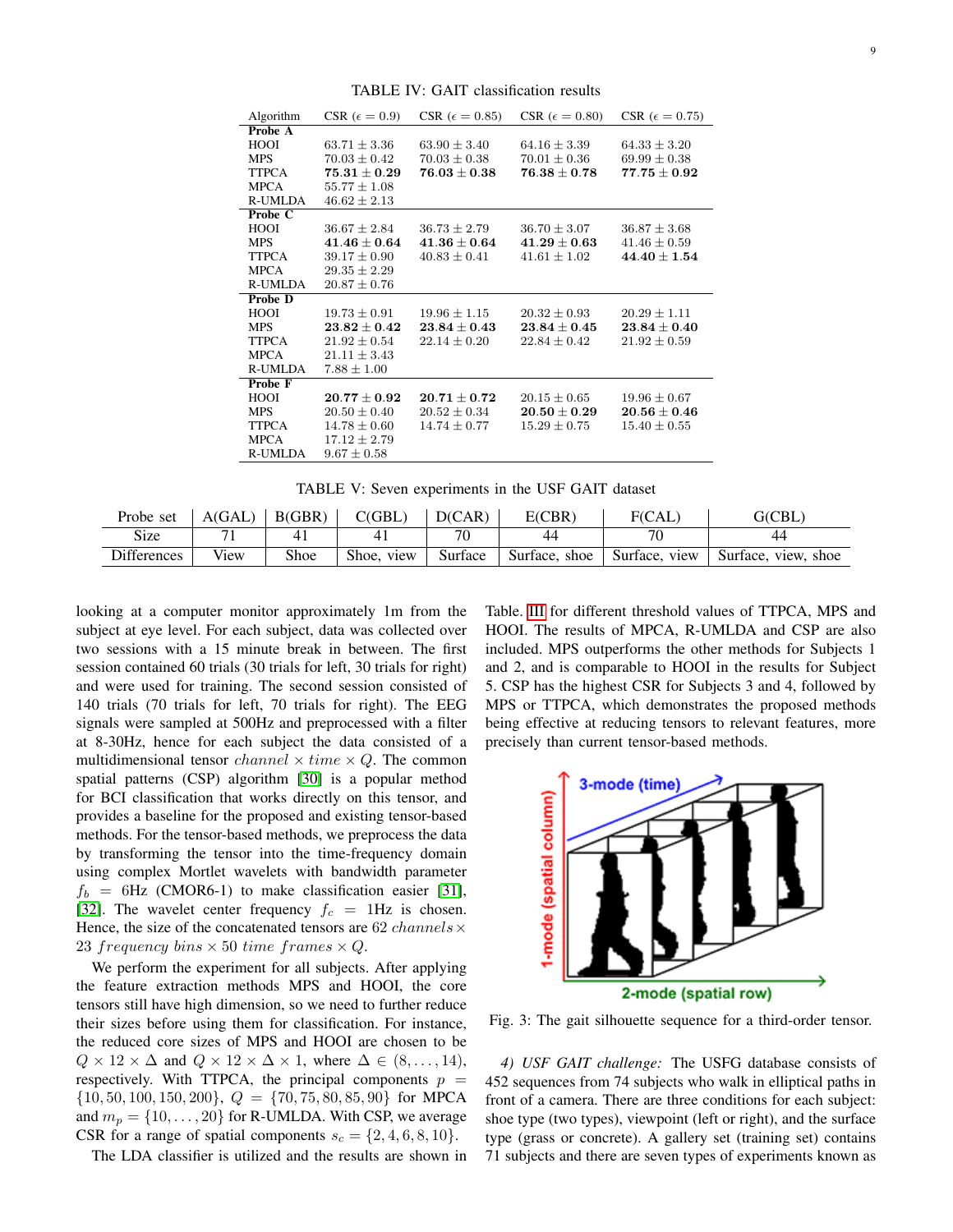TABLE IV: GAIT classification results

| Algorithm | CSR ($\epsilon = 0.9$) | CSR ($\epsilon = 0.85$) | CSR ($\epsilon = 0.80$) | CSR ($\epsilon = 0.75$) |
|---|---|---|---|---|
| **Probe A** | | | | |
| HOOI | $63.71 \pm 3.36$ | $63.90 \pm 3.40$ | $64.16 \pm 3.39$ | $64.33 \pm 3.20$ |
| MPS | $70.03 \pm 0.42$ | $70.03 \pm 0.38$ | $70.01 \pm 0.36$ | $69.99 \pm 0.38$ |
| TTPCA | $\mathbf{75.31 \pm 0.29}$ | $\mathbf{76.03 \pm 0.38}$ | $\mathbf{76.38 \pm 0.78}$ | $\mathbf{77.75 \pm 0.92}$ |
| MPCA | $55.77 \pm 1.08$ | | | |
| R-UMLDA | $46.62 \pm 2.13$ | | | |
| **Probe C** | | | | |
| HOOI | $36.67 \pm 2.84$ | $36.73 \pm 2.79$ | $36.70 \pm 3.07$ | $36.87 \pm 3.68$ |
| MPS | $\mathbf{41.46 \pm 0.64}$ | $\mathbf{41.36 \pm 0.64}$ | $\mathbf{41.29 \pm 0.63}$ | $41.46 \pm 0.59$ |
| TTPCA | $39.17 \pm 0.90$ | $40.83 \pm 0.41$ | $41.61 \pm 1.02$ | $\mathbf{44.40 \pm 1.54}$ |
| MPCA | $29.35 \pm 2.29$ | | | |
| R-UMLDA | $20.87 \pm 0.76$ | | | |
| **Probe D** | | | | |
| HOOI | $19.73 \pm 0.91$ | $19.96 \pm 1.15$ | $20.32 \pm 0.93$ | $20.29 \pm 1.11$ |
| MPS | $\mathbf{23.82 \pm 0.42}$ | $\mathbf{23.84 \pm 0.43}$ | $\mathbf{23.84 \pm 0.45}$ | $\mathbf{23.84 \pm 0.40}$ |
| TTPCA | $21.92 \pm 0.54$ | $22.14 \pm 0.20$ | $22.84 \pm 0.42$ | $21.92 \pm 0.59$ |
| MPCA | $21.11 \pm 3.43$ | | | |
| R-UMLDA | $7.88 \pm 1.00$ | | | |
| **Probe F** | | | | |
| HOOI | $\mathbf{20.77 \pm 0.92}$ | $\mathbf{20.71 \pm 0.72}$ | $20.15 \pm 0.65$ | $19.96 \pm 0.67$ |
| MPS | $20.50 \pm 0.40$ | $20.52 \pm 0.34$ | $\mathbf{20.50 \pm 0.29}$ | $\mathbf{20.56 \pm 0.46}$ |
| TTPCA | $14.78 \pm 0.60$ | $14.74 \pm 0.77$ | $15.29 \pm 0.75$ | $15.40 \pm 0.55$ |
| MPCA | $17.12 \pm 2.79$ | | | |
| R-UMLDA | $9.67 \pm 0.58$ | | | |

TABLE V: Seven experiments in the USF GAIT dataset

| Probe set | A(GAL) | B(GBR) | C(GBL) | D(CAR) | E(CBR) | F(CAL) | G(CBL) |
|---|---|---|---|---|---|---|---|
| Size | 71 | 41 | 41 | 70 | 44 | 70 | 44 |
| Differences | View | Shoe | Shoe, view | Surface | Surface, shoe | Surface, view | Surface, view, shoe |

looking at a computer monitor approximately 1m from the subject at eye level. For each subject, data was collected over two sessions with a 15 minute break in between. The first session contained 60 trials (30 trials for left, 30 trials for right) and were used for training. The second session consisted of 140 trials (70 trials for left, 70 trials for right). The EEG signals were sampled at 500Hz and preprocessed with a filter at 8-30Hz, hence for each subject the data consisted of a multidimensional tensor $channel \times time \times Q$. The common spatial patterns (CSP) algorithm [30] is a popular method for BCI classification that works directly on this tensor, and provides a baseline for the proposed and existing tensor-based methods. For the tensor-based methods, we preprocess the data by transforming the tensor into the time-frequency domain using complex Mortlet wavelets with bandwidth parameter $f_b = 6$Hz (CMOR6-1) to make classification easier [31], [32]. The wavelet center frequency $f_c = 1$Hz is chosen. Hence, the size of the concatenated tensors are $62\ channels \times 23\ frequency\ bins \times 50\ time\ frames \times Q$.

We perform the experiment for all subjects. After applying the feature extraction methods MPS and HOOI, the core tensors still have high dimension, so we need to further reduce their sizes before using them for classification. For instance, the reduced core sizes of MPS and HOOI are chosen to be $Q \times 12 \times \Delta$ and $Q \times 12 \times \Delta \times 1$, where $\Delta \in (8, \ldots, 14)$, respectively. With TTPCA, the principal components $p = \{10, 50, 100, 150, 200\}$, $Q = \{70, 75, 80, 85, 90\}$ for MPCA and $m_p = \{10, \ldots, 20\}$ for R-UMLDA. With CSP, we average CSR for a range of spatial components $s_c = \{2, 4, 6, 8, 10\}$.

The LDA classifier is utilized and the results are shown in Table. III for different threshold values of TTPCA, MPS and HOOI. The results of MPCA, R-UMLDA and CSP are also included. MPS outperforms the other methods for Subjects 1 and 2, and is comparable to HOOI in the results for Subject 5. CSP has the highest CSR for Subjects 3 and 4, followed by MPS or TTPCA, which demonstrates the proposed methods being effective at reducing tensors to relevant features, more precisely than current tensor-based methods.

Fig. 3: The gait silhouette sequence for a third-order tensor.

*4) USF GAIT challenge:* The USFG database consists of 452 sequences from 74 subjects who walk in elliptical paths in front of a camera. There are three conditions for each subject: shoe type (two types), viewpoint (left or right), and the surface type (grass or concrete). A gallery set (training set) contains 71 subjects and there are seven types of experiments known as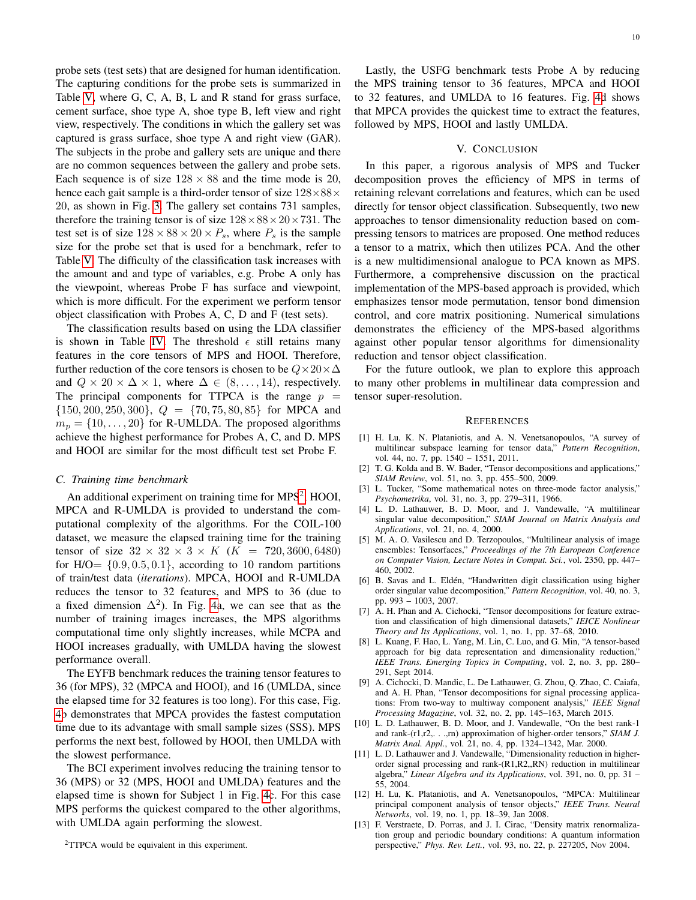probe sets (test sets) that are designed for human identification. The capturing conditions for the probe sets is summarized in Table V, where G, C, A, B, L and R stand for grass surface, cement surface, shoe type A, shoe type B, left view and right view, respectively. The conditions in which the gallery set was captured is grass surface, shoe type A and right view (GAR). The subjects in the probe and gallery sets are unique and there are no common sequences between the gallery and probe sets. Each sequence is of size $128 \times 88$ and the time mode is 20, hence each gait sample is a third-order tensor of size $128 \times 88 \times 20$, as shown in Fig. 3. The gallery set contains 731 samples, therefore the training tensor is of size $128 \times 88 \times 20 \times 731$. The test set is of size $128 \times 88 \times 20 \times P_s$, where $P_s$ is the sample size for the probe set that is used for a benchmark, refer to Table V. The difficulty of the classification task increases with the amount and and type of variables, e.g. Probe A only has the viewpoint, whereas Probe F has surface and viewpoint, which is more difficult. For the experiment we perform tensor object classification with Probes A, C, D and F (test sets).

The classification results based on using the LDA classifier is shown in Table IV. The threshold $\epsilon$ still retains many features in the core tensors of MPS and HOOI. Therefore, further reduction of the core tensors is chosen to be $Q \times 20 \times \Delta$ and $Q \times 20 \times \Delta \times 1$, where $\Delta \in (8, \ldots, 14)$, respectively. The principal components for TTPCA is the range $p = \{150, 200, 250, 300\}$, $Q = \{70, 75, 80, 85\}$ for MPCA and $m_p = \{10, \ldots, 20\}$ for R-UMLDA. The proposed algorithms achieve the highest performance for Probes A, C, and D. MPS and HOOI are similar for the most difficult test set Probe F.

### C. Training time benchmark

An additional experiment on training time for MPS[2], HOOI, MPCA and R-UMLDA is provided to understand the computational complexity of the algorithms. For the COIL-100 dataset, we measure the elapsed training time for the training tensor of size $32 \times 32 \times 3 \times K$ ($K = 720, 3600, 6480$) for H/O= $\{0.9, 0.5, 0.1\}$, according to 10 random partitions of train/test data (*iterations*). MPCA, HOOI and R-UMLDA reduces the tensor to 32 features, and MPS to 36 (due to a fixed dimension $\Delta^2$). In Fig. 4a, we can see that as the number of training images increases, the MPS algorithms computational time only slightly increases, while MCPA and HOOI increases gradually, with UMLDA having the slowest performance overall.

The EYFB benchmark reduces the training tensor features to 36 (for MPS), 32 (MPCA and HOOI), and 16 (UMLDA, since the elapsed time for 32 features is too long). For this case, Fig. 4b demonstrates that MPCA provides the fastest computation time due to its advantage with small sample sizes (SSS). MPS performs the next best, followed by HOOI, then UMLDA with the slowest performance.

The BCI experiment involves reducing the training tensor to 36 (MPS) or 32 (MPS, HOOI and UMLDA) features and the elapsed time is shown for Subject 1 in Fig. 4c. For this case MPS performs the quickest compared to the other algorithms, with UMLDA again performing the slowest.

[2]TTPCA would be equivalent in this experiment.

Lastly, the USFG benchmark tests Probe A by reducing the MPS training tensor to 36 features, MPCA and HOOI to 32 features, and UMLDA to 16 features. Fig. 4d shows that MPCA provides the quickest time to extract the features, followed by MPS, HOOI and lastly UMLDA.

## V. Conclusion

In this paper, a rigorous analysis of MPS and Tucker decomposition proves the efficiency of MPS in terms of retaining relevant correlations and features, which can be used directly for tensor object classification. Subsequently, two new approaches to tensor dimensionality reduction based on compressing tensors to matrices are proposed. One method reduces a tensor to a matrix, which then utilizes PCA. And the other is a new multidimensional analogue to PCA known as MPS. Furthermore, a comprehensive discussion on the practical implementation of the MPS-based approach is provided, which emphasizes tensor mode permutation, tensor bond dimension control, and core matrix positioning. Numerical simulations demonstrates the efficiency of the MPS-based algorithms against other popular tensor algorithms for dimensionality reduction and tensor object classification.

For the future outlook, we plan to explore this approach to many other problems in multilinear data compression and tensor super-resolution.

## References

[1] H. Lu, K. N. Plataniotis, and A. N. Venetsanopoulos, "A survey of multilinear subspace learning for tensor data," *Pattern Recognition*, vol. 44, no. 7, pp. 1540 – 1551, 2011.

[2] T. G. Kolda and B. W. Bader, "Tensor decompositions and applications," *SIAM Review*, vol. 51, no. 3, pp. 455–500, 2009.

[3] L. Tucker, "Some mathematical notes on three-mode factor analysis," *Psychometrika*, vol. 31, no. 3, pp. 279–311, 1966.

[4] L. D. Lathauwer, B. D. Moor, and J. Vandewalle, "A multilinear singular value decomposition," *SIAM Journal on Matrix Analysis and Applications*, vol. 21, no. 4, 2000.

[5] M. A. O. Vasilescu and D. Terzopoulos, "Multilinear analysis of image ensembles: Tensorfaces," *Proceedings of the 7th European Conference on Computer Vision, Lecture Notes in Comput. Sci.*, vol. 2350, pp. 447–460, 2002.

[6] B. Savas and L. Eldén, "Handwritten digit classification using higher order singular value decomposition," *Pattern Recognition*, vol. 40, no. 3, pp. 993 – 1003, 2007.

[7] A. H. Phan and A. Cichocki, "Tensor decompositions for feature extraction and classification of high dimensional datasets," *IEICE Nonlinear Theory and Its Applications*, vol. 1, no. 1, pp. 37–68, 2010.

[8] L. Kuang, F. Hao, L. Yang, M. Lin, C. Luo, and G. Min, "A tensor-based approach for big data representation and dimensionality reduction," *IEEE Trans. Emerging Topics in Computing*, vol. 2, no. 3, pp. 280–291, Sept 2014.

[9] A. Cichocki, D. Mandic, L. De Lathauwer, G. Zhou, Q. Zhao, C. Caiafa, and A. H. Phan, "Tensor decompositions for signal processing applications: From two-way to multiway component analysis," *IEEE Signal Processing Magazine*, vol. 32, no. 2, pp. 145–163, March 2015.

[10] L. D. Lathauwer, B. D. Moor, and J. Vandewalle, "On the best rank-1 and rank-(r1,r2,. . .,rn) approximation of higher-order tensors," *SIAM J. Matrix Anal. Appl.*, vol. 21, no. 4, pp. 1324–1342, Mar. 2000.

[11] L. D. Lathauwer and J. Vandewalle, "Dimensionality reduction in higher-order signal processing and rank-(R1,R2,,RN) reduction in multilinear algebra," *Linear Algebra and its Applications*, vol. 391, no. 0, pp. 31 – 55, 2004.

[12] H. Lu, K. Plataniotis, and A. Venetsanopoulos, "MPCA: Multilinear principal component analysis of tensor objects," *IEEE Trans. Neural Networks*, vol. 19, no. 1, pp. 18–39, Jan 2008.

[13] F. Verstraete, D. Porras, and J. I. Cirac, "Density matrix renormalization group and periodic boundary conditions: A quantum information perspective," *Phys. Rev. Lett.*, vol. 93, no. 22, p. 227205, Nov 2004.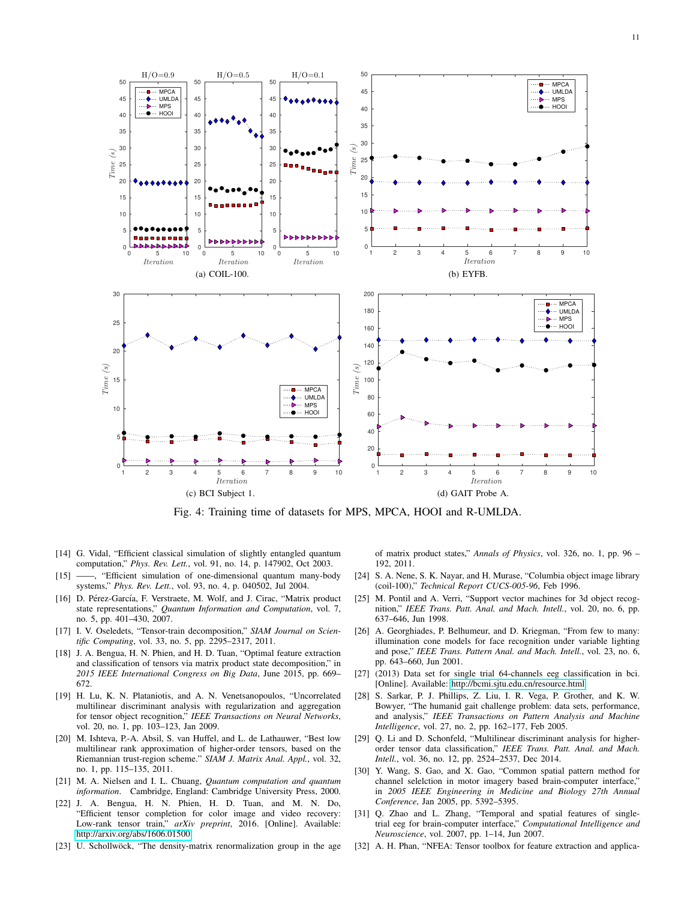(a) COIL-100.

(b) EYFB.

(c) BCI Subject 1.

(d) GAIT Probe A.

Fig. 4: Training time of datasets for MPS, MPCA, HOOI and R-UMLDA.

[14] G. Vidal, "Efficient classical simulation of slightly entangled quantum computation," *Phys. Rev. Lett.*, vol. 91, no. 14, p. 147902, Oct 2003.

[15] ——, "Efficient simulation of one-dimensional quantum many-body systems," *Phys. Rev. Lett.*, vol. 93, no. 4, p. 040502, Jul 2004.

[16] D. Pérez-García, F. Verstraete, M. Wolf, and J. Cirac, "Matrix product state representations," *Quantum Information and Computation*, vol. 7, no. 5, pp. 401–430, 2007.

[17] I. V. Oseledets, "Tensor-train decomposition," *SIAM Journal on Scientific Computing*, vol. 33, no. 5, pp. 2295–2317, 2011.

[18] J. A. Bengua, H. N. Phien, and H. D. Tuan, "Optimal feature extraction and classification of tensors via matrix product state decomposition," in *2015 IEEE International Congress on Big Data*, June 2015, pp. 669–672.

[19] H. Lu, K. N. Plataniotis, and A. N. Venetsanopoulos, "Uncorrelated multilinear discriminant analysis with regularization and aggregation for tensor object recognition," *IEEE Transactions on Neural Networks*, vol. 20, no. 1, pp. 103–123, Jan 2009.

[20] M. Ishteva, P.-A. Absil, S. van Huffel, and L. de Lathauwer, "Best low multilinear rank approximation of higher-order tensors, based on the Riemannian trust-region scheme." *SIAM J. Matrix Anal. Appl.*, vol. 32, no. 1, pp. 115–135, 2011.

[21] M. A. Nielsen and I. L. Chuang, *Quantum computation and quantum information*. Cambridge, England: Cambridge University Press, 2000.

[22] J. A. Bengua, H. N. Phien, H. D. Tuan, and M. N. Do, "Efficient tensor completion for color image and video recovery: Low-rank tensor train," *arXiv preprint*, 2016. [Online]. Available: http://arxiv.org/abs/1606.01500

[23] U. Schollwöck, "The density-matrix renormalization group in the age of matrix product states," *Annals of Physics*, vol. 326, no. 1, pp. 96 – 192, 2011.

[24] S. A. Nene, S. K. Nayar, and H. Murase, "Columbia object image library (coil-100)," *Technical Report CUCS-005-96*, Feb 1996.

[25] M. Pontil and A. Verri, "Support vector machines for 3d object recognition," *IEEE Trans. Patt. Anal. and Mach. Intell.*, vol. 20, no. 6, pp. 637–646, Jun 1998.

[26] A. Georghiades, P. Belhumeur, and D. Kriegman, "From few to many: illumination cone models for face recognition under variable lighting and pose," *IEEE Trans. Pattern Anal. and Mach. Intell.*, vol. 23, no. 6, pp. 643–660, Jun 2001.

[27] (2013) Data set for single trial 64-channels eeg classification in bci. [Online]. Available: http://bcmi.sjtu.edu.cn/resource.html

[28] S. Sarkar, P. J. Phillips, Z. Liu, I. R. Vega, P. Grother, and K. W. Bowyer, "The humanid gait challenge problem: data sets, performance, and analysis," *IEEE Transactions on Pattern Analysis and Machine Intelligence*, vol. 27, no. 2, pp. 162–177, Feb 2005.

[29] Q. Li and D. Schonfeld, "Multilinear discriminant analysis for higher-order tensor data classification," *IEEE Trans. Patt. Anal. and Mach. Intell.*, vol. 36, no. 12, pp. 2524–2537, Dec 2014.

[30] Y. Wang, S. Gao, and X. Gao, "Common spatial pattern method for channel selelction in motor imagery based brain-computer interface," in *2005 IEEE Engineering in Medicine and Biology 27th Annual Conference*, Jan 2005, pp. 5392–5395.

[31] Q. Zhao and L. Zhang, "Temporal and spatial features of single-trial eeg for brain-computer interface," *Computational Intelligence and Neuroscience*, vol. 2007, pp. 1–14, Jun 2007.

[32] A. H. Phan, "NFEA: Tensor toolbox for feature extraction and applica-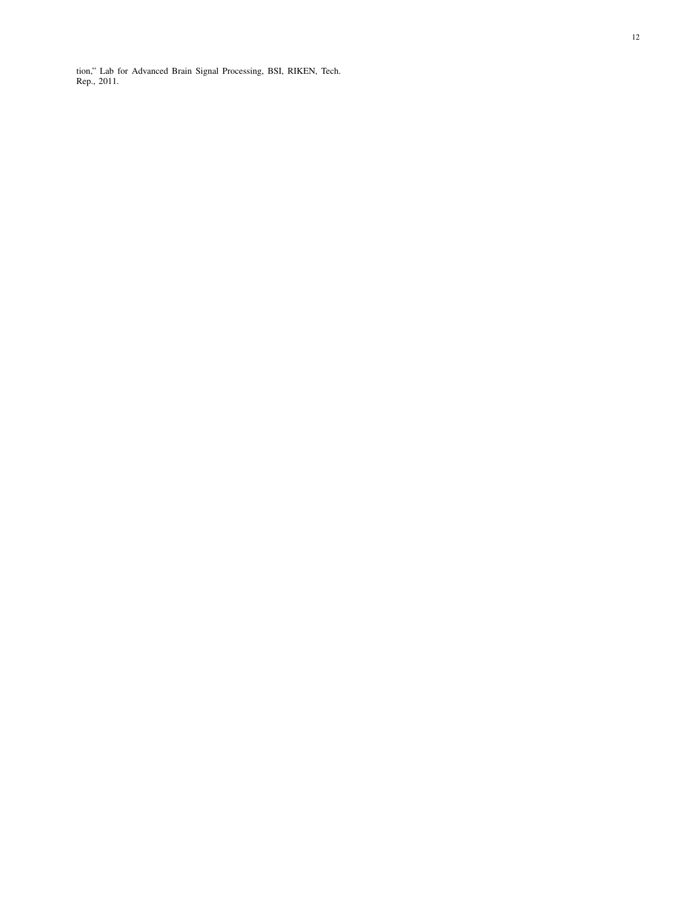tion," Lab for Advanced Brain Signal Processing, BSI, RIKEN, Tech. Rep., 2011.